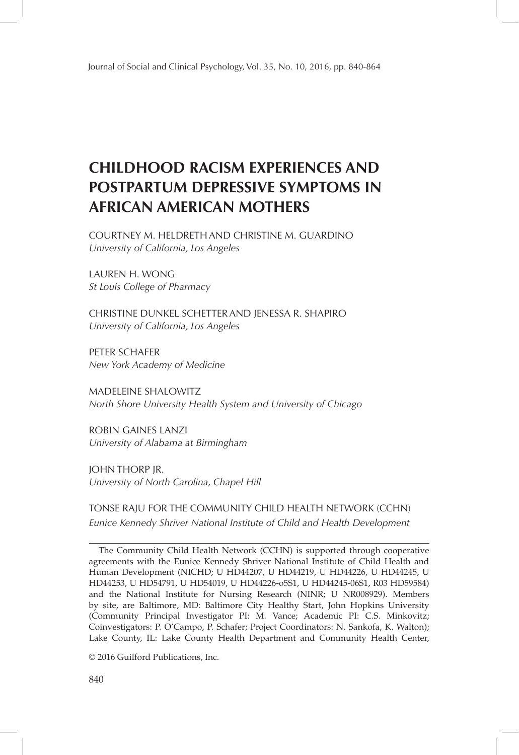# CHILDHOOD RACISM EXPERIENCES AND POSTPARTUM DEPRESSIVE SYMPTOMS IN AFRICAN AMERICAN MOTHERS

COURTNEY M. HELDRETH AND CHRISTINE M. GUARDINO
*University of California, Los Angeles*

LAUREN H. WONG
*St Louis College of Pharmacy*

CHRISTINE DUNKEL SCHETTER AND JENESSA R. SHAPIRO
*University of California, Los Angeles*

PETER SCHAFER
*New York Academy of Medicine*

MADELEINE SHALOWITZ
*North Shore University Health System and University of Chicago*

ROBIN GAINES LANZI
*University of Alabama at Birmingham*

JOHN THORP JR.
*University of North Carolina, Chapel Hill*

TONSE RAJU FOR THE COMMUNITY CHILD HEALTH NETWORK (CCHN)
*Eunice Kennedy Shriver National Institute of Child and Health Development*

---

The Community Child Health Network (CCHN) is supported through cooperative agreements with the Eunice Kennedy Shriver National Institute of Child Health and Human Development (NICHD; U HD44207, U HD44219, U HD44226, U HD44245, U HD44253, U HD54791, U HD54019, U HD44226-o5S1, U HD44245-06S1, R03 HD59584) and the National Institute for Nursing Research (NINR; U NR008929). Members by site, are Baltimore, MD: Baltimore City Healthy Start, John Hopkins University (Community Principal Investigator PI: M. Vance; Academic PI: C.S. Minkovitz; Coinvestigators: P. O'Campo, P. Schafer; Project Coordinators: N. Sankofa, K. Walton); Lake County, IL: Lake County Health Department and Community Health Center,

© 2016 Guilford Publications, Inc.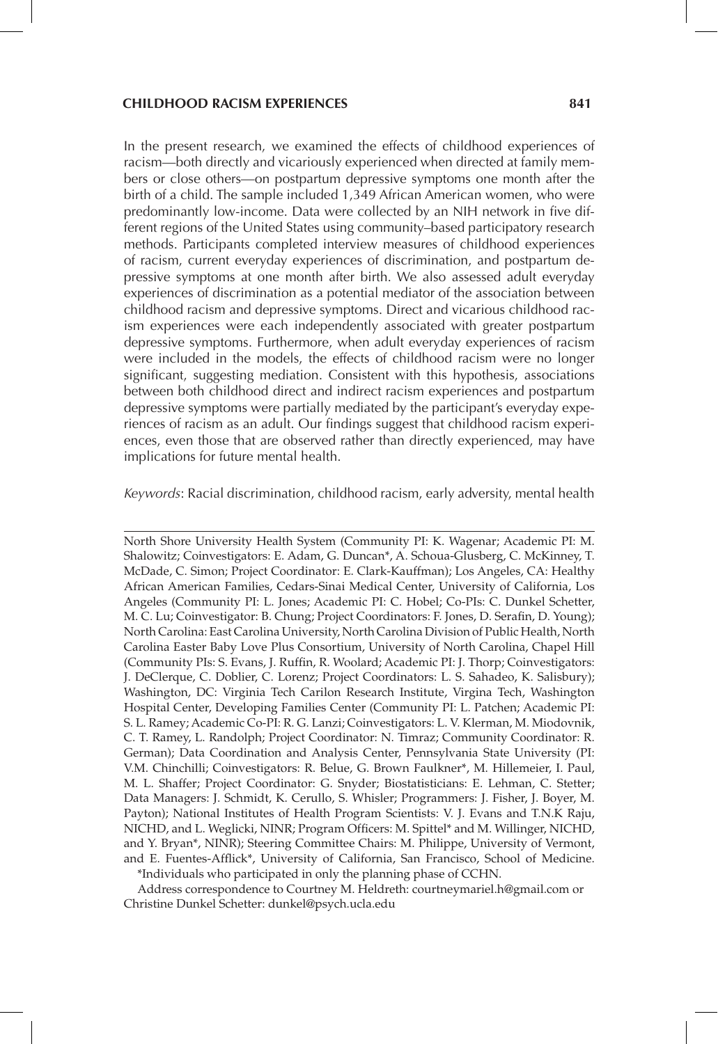In the present research, we examined the effects of childhood experiences of racism—both directly and vicariously experienced when directed at family members or close others—on postpartum depressive symptoms one month after the birth of a child. The sample included 1,349 African American women, who were predominantly low-income. Data were collected by an NIH network in five different regions of the United States using community–based participatory research methods. Participants completed interview measures of childhood experiences of racism, current everyday experiences of discrimination, and postpartum depressive symptoms at one month after birth. We also assessed adult everyday experiences of discrimination as a potential mediator of the association between childhood racism and depressive symptoms. Direct and vicarious childhood racism experiences were each independently associated with greater postpartum depressive symptoms. Furthermore, when adult everyday experiences of racism were included in the models, the effects of childhood racism were no longer significant, suggesting mediation. Consistent with this hypothesis, associations between both childhood direct and indirect racism experiences and postpartum depressive symptoms were partially mediated by the participant's everyday experiences of racism as an adult. Our findings suggest that childhood racism experiences, even those that are observed rather than directly experienced, may have implications for future mental health.

*Keywords*: Racial discrimination, childhood racism, early adversity, mental health

---

North Shore University Health System (Community PI: K. Wagenar; Academic PI: M. Shalowitz; Coinvestigators: E. Adam, G. Duncan*, A. Schoua-Glusberg, C. McKinney, T. McDade, C. Simon; Project Coordinator: E. Clark-Kauffman); Los Angeles, CA: Healthy African American Families, Cedars-Sinai Medical Center, University of California, Los Angeles (Community PI: L. Jones; Academic PI: C. Hobel; Co-PIs: C. Dunkel Schetter, M. C. Lu; Coinvestigator: B. Chung; Project Coordinators: F. Jones, D. Serafin, D. Young); North Carolina: East Carolina University, North Carolina Division of Public Health, North Carolina Easter Baby Love Plus Consortium, University of North Carolina, Chapel Hill (Community PIs: S. Evans, J. Ruffin, R. Woolard; Academic PI: J. Thorp; Coinvestigators: J. DeClerque, C. Doblier, C. Lorenz; Project Coordinators: L. S. Sahadeo, K. Salisbury); Washington, DC: Virginia Tech Carilon Research Institute, Virgina Tech, Washington Hospital Center, Developing Families Center (Community PI: L. Patchen; Academic PI: S. L. Ramey; Academic Co-PI: R. G. Lanzi; Coinvestigators: L. V. Klerman, M. Miodovnik, C. T. Ramey, L. Randolph; Project Coordinator: N. Timraz; Community Coordinator: R. German); Data Coordination and Analysis Center, Pennsylvania State University (PI: V.M. Chinchilli; Coinvestigators: R. Belue, G. Brown Faulkner*, M. Hillemeier, I. Paul, M. L. Shaffer; Project Coordinator: G. Snyder; Biostatisticians: E. Lehman, C. Stetter; Data Managers: J. Schmidt, K. Cerullo, S. Whisler; Programmers: J. Fisher, J. Boyer, M. Payton); National Institutes of Health Program Scientists: V. J. Evans and T.N.K Raju, NICHD, and L. Weglicki, NINR; Program Officers: M. Spittel* and M. Willinger, NICHD, and Y. Bryan*, NINR); Steering Committee Chairs: M. Philippe, University of Vermont, and E. Fuentes-Afflick*, University of California, San Francisco, School of Medicine.

*Individuals who participated in only the planning phase of CCHN.

Address correspondence to Courtney M. Heldreth: courtneymariel.h@gmail.com or Christine Dunkel Schetter: dunkel@psych.ucla.edu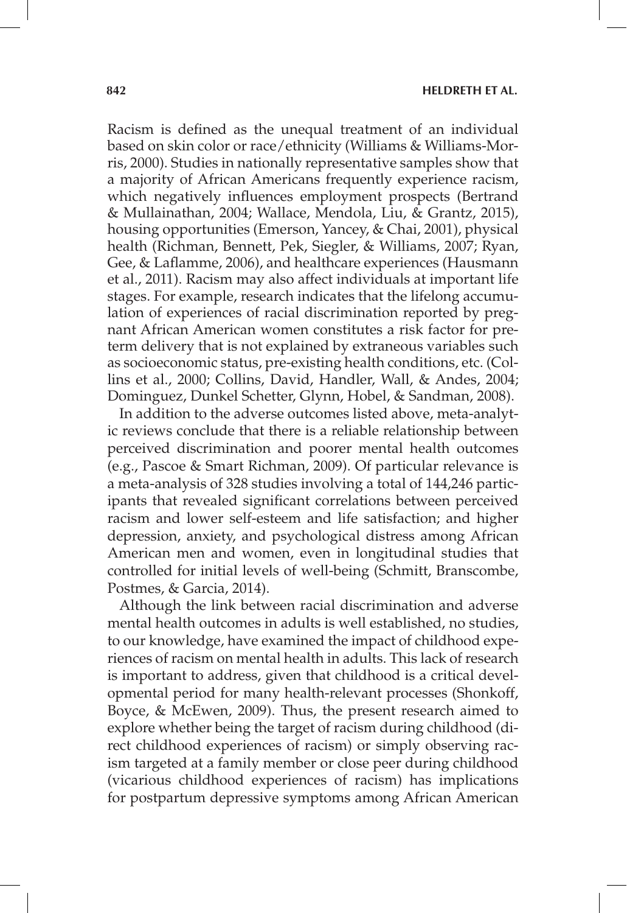Racism is defined as the unequal treatment of an individual based on skin color or race/ethnicity (Williams & Williams-Morris, 2000). Studies in nationally representative samples show that a majority of African Americans frequently experience racism, which negatively influences employment prospects (Bertrand & Mullainathan, 2004; Wallace, Mendola, Liu, & Grantz, 2015), housing opportunities (Emerson, Yancey, & Chai, 2001), physical health (Richman, Bennett, Pek, Siegler, & Williams, 2007; Ryan, Gee, & Laflamme, 2006), and healthcare experiences (Hausmann et al., 2011). Racism may also affect individuals at important life stages. For example, research indicates that the lifelong accumulation of experiences of racial discrimination reported by pregnant African American women constitutes a risk factor for preterm delivery that is not explained by extraneous variables such as socioeconomic status, pre-existing health conditions, etc. (Collins et al., 2000; Collins, David, Handler, Wall, & Andes, 2004; Dominguez, Dunkel Schetter, Glynn, Hobel, & Sandman, 2008).

In addition to the adverse outcomes listed above, meta-analytic reviews conclude that there is a reliable relationship between perceived discrimination and poorer mental health outcomes (e.g., Pascoe & Smart Richman, 2009). Of particular relevance is a meta-analysis of 328 studies involving a total of 144,246 participants that revealed significant correlations between perceived racism and lower self-esteem and life satisfaction; and higher depression, anxiety, and psychological distress among African American men and women, even in longitudinal studies that controlled for initial levels of well-being (Schmitt, Branscombe, Postmes, & Garcia, 2014).

Although the link between racial discrimination and adverse mental health outcomes in adults is well established, no studies, to our knowledge, have examined the impact of childhood experiences of racism on mental health in adults. This lack of research is important to address, given that childhood is a critical developmental period for many health-relevant processes (Shonkoff, Boyce, & McEwen, 2009). Thus, the present research aimed to explore whether being the target of racism during childhood (direct childhood experiences of racism) or simply observing racism targeted at a family member or close peer during childhood (vicarious childhood experiences of racism) has implications for postpartum depressive symptoms among African American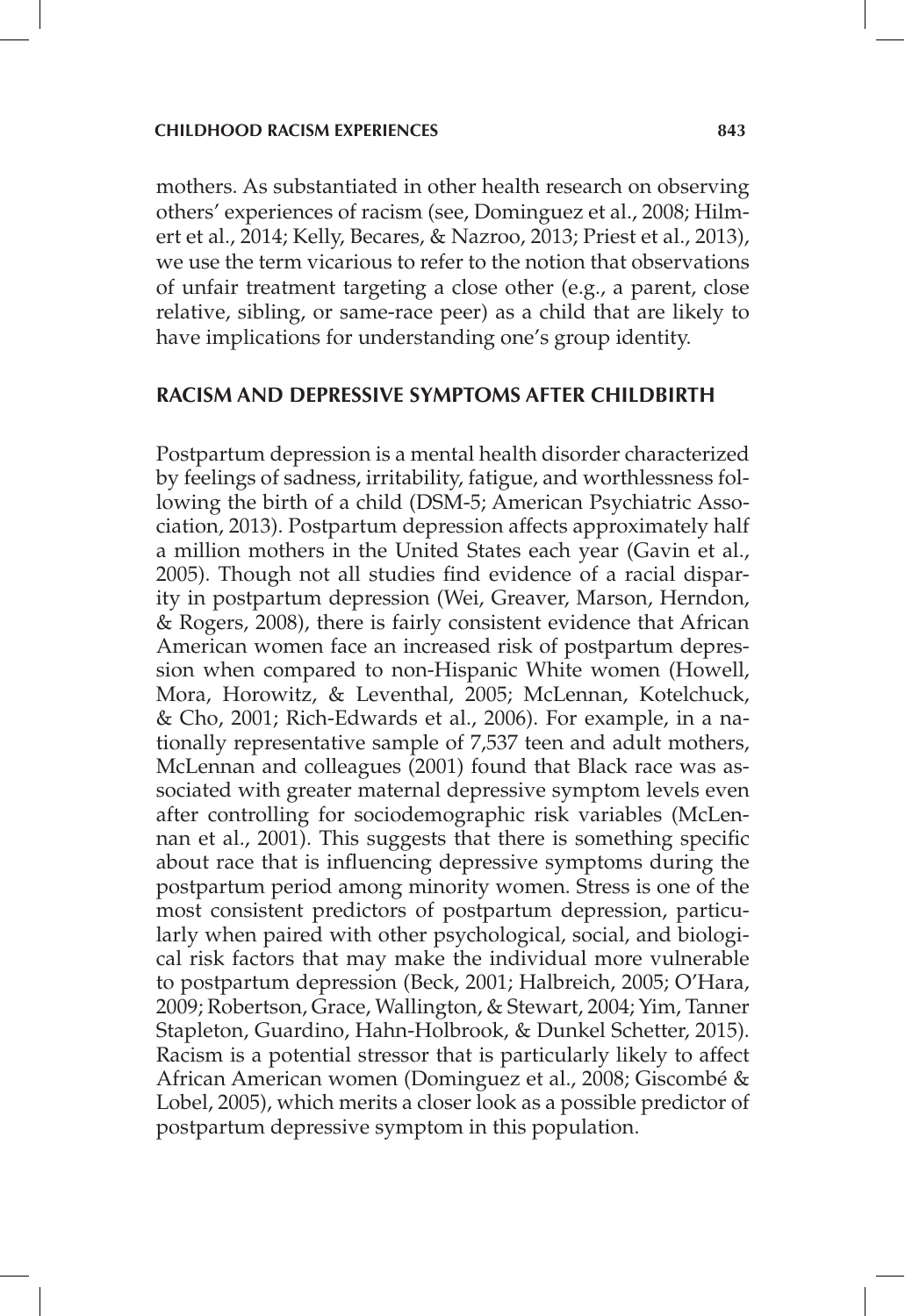mothers. As substantiated in other health research on observing others' experiences of racism (see, Dominguez et al., 2008; Hilmert et al., 2014; Kelly, Becares, & Nazroo, 2013; Priest et al., 2013), we use the term vicarious to refer to the notion that observations of unfair treatment targeting a close other (e.g., a parent, close relative, sibling, or same-race peer) as a child that are likely to have implications for understanding one's group identity.

## RACISM AND DEPRESSIVE SYMPTOMS AFTER CHILDBIRTH

Postpartum depression is a mental health disorder characterized by feelings of sadness, irritability, fatigue, and worthlessness following the birth of a child (DSM-5; American Psychiatric Association, 2013). Postpartum depression affects approximately half a million mothers in the United States each year (Gavin et al., 2005). Though not all studies find evidence of a racial disparity in postpartum depression (Wei, Greaver, Marson, Herndon, & Rogers, 2008), there is fairly consistent evidence that African American women face an increased risk of postpartum depression when compared to non-Hispanic White women (Howell, Mora, Horowitz, & Leventhal, 2005; McLennan, Kotelchuck, & Cho, 2001; Rich-Edwards et al., 2006). For example, in a nationally representative sample of 7,537 teen and adult mothers, McLennan and colleagues (2001) found that Black race was associated with greater maternal depressive symptom levels even after controlling for sociodemographic risk variables (McLennan et al., 2001). This suggests that there is something specific about race that is influencing depressive symptoms during the postpartum period among minority women. Stress is one of the most consistent predictors of postpartum depression, particularly when paired with other psychological, social, and biological risk factors that may make the individual more vulnerable to postpartum depression (Beck, 2001; Halbreich, 2005; O'Hara, 2009; Robertson, Grace, Wallington, & Stewart, 2004; Yim, Tanner Stapleton, Guardino, Hahn-Holbrook, & Dunkel Schetter, 2015). Racism is a potential stressor that is particularly likely to affect African American women (Dominguez et al., 2008; Giscombé & Lobel, 2005), which merits a closer look as a possible predictor of postpartum depressive symptom in this population.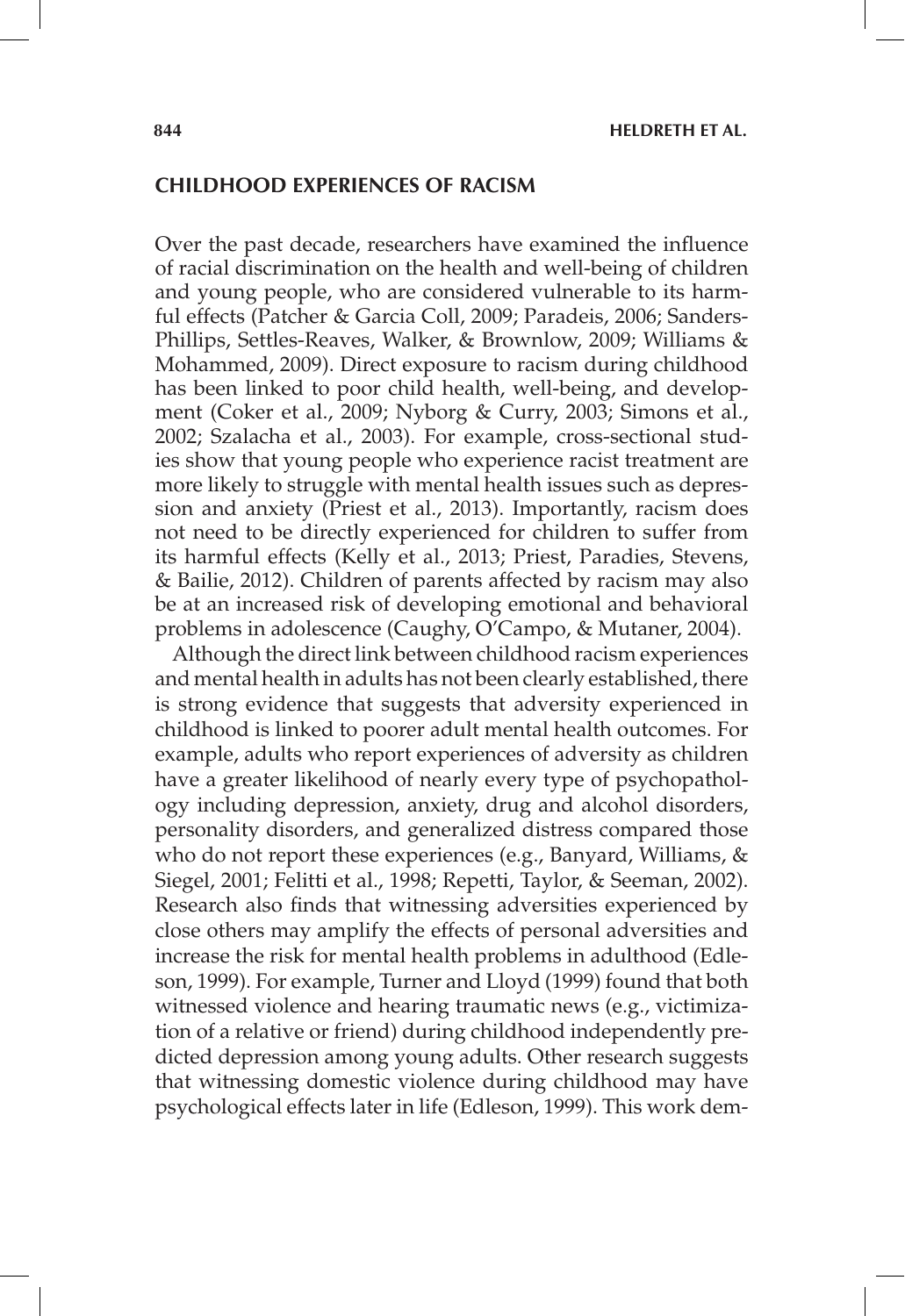## CHILDHOOD EXPERIENCES OF RACISM

Over the past decade, researchers have examined the influence of racial discrimination on the health and well-being of children and young people, who are considered vulnerable to its harmful effects (Patcher & Garcia Coll, 2009; Paradeis, 2006; Sanders-Phillips, Settles-Reaves, Walker, & Brownlow, 2009; Williams & Mohammed, 2009). Direct exposure to racism during childhood has been linked to poor child health, well-being, and development (Coker et al., 2009; Nyborg & Curry, 2003; Simons et al., 2002; Szalacha et al., 2003). For example, cross-sectional studies show that young people who experience racist treatment are more likely to struggle with mental health issues such as depression and anxiety (Priest et al., 2013). Importantly, racism does not need to be directly experienced for children to suffer from its harmful effects (Kelly et al., 2013; Priest, Paradies, Stevens, & Bailie, 2012). Children of parents affected by racism may also be at an increased risk of developing emotional and behavioral problems in adolescence (Caughy, O'Campo, & Mutaner, 2004).

Although the direct link between childhood racism experiences and mental health in adults has not been clearly established, there is strong evidence that suggests that adversity experienced in childhood is linked to poorer adult mental health outcomes. For example, adults who report experiences of adversity as children have a greater likelihood of nearly every type of psychopathology including depression, anxiety, drug and alcohol disorders, personality disorders, and generalized distress compared those who do not report these experiences (e.g., Banyard, Williams, & Siegel, 2001; Felitti et al., 1998; Repetti, Taylor, & Seeman, 2002). Research also finds that witnessing adversities experienced by close others may amplify the effects of personal adversities and increase the risk for mental health problems in adulthood (Edleson, 1999). For example, Turner and Lloyd (1999) found that both witnessed violence and hearing traumatic news (e.g., victimization of a relative or friend) during childhood independently predicted depression among young adults. Other research suggests that witnessing domestic violence during childhood may have psychological effects later in life (Edleson, 1999). This work dem-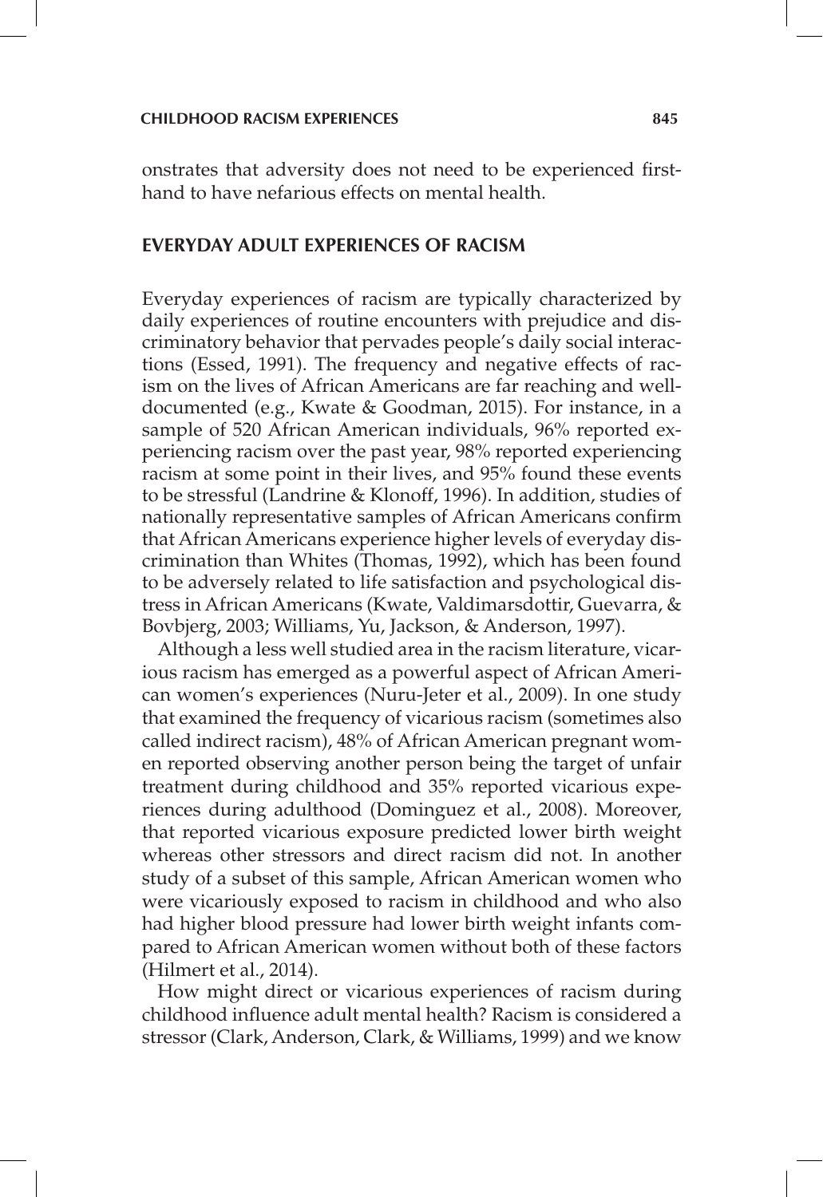onstrates that adversity does not need to be experienced firsthand to have nefarious effects on mental health.

## EVERYDAY ADULT EXPERIENCES OF RACISM

Everyday experiences of racism are typically characterized by daily experiences of routine encounters with prejudice and discriminatory behavior that pervades people's daily social interactions (Essed, 1991). The frequency and negative effects of racism on the lives of African Americans are far reaching and well-documented (e.g., Kwate & Goodman, 2015). For instance, in a sample of 520 African American individuals, 96% reported experiencing racism over the past year, 98% reported experiencing racism at some point in their lives, and 95% found these events to be stressful (Landrine & Klonoff, 1996). In addition, studies of nationally representative samples of African Americans confirm that African Americans experience higher levels of everyday discrimination than Whites (Thomas, 1992), which has been found to be adversely related to life satisfaction and psychological distress in African Americans (Kwate, Valdimarsdottir, Guevarra, & Bovbjerg, 2003; Williams, Yu, Jackson, & Anderson, 1997).

Although a less well studied area in the racism literature, vicarious racism has emerged as a powerful aspect of African American women's experiences (Nuru-Jeter et al., 2009). In one study that examined the frequency of vicarious racism (sometimes also called indirect racism), 48% of African American pregnant women reported observing another person being the target of unfair treatment during childhood and 35% reported vicarious experiences during adulthood (Dominguez et al., 2008). Moreover, that reported vicarious exposure predicted lower birth weight whereas other stressors and direct racism did not. In another study of a subset of this sample, African American women who were vicariously exposed to racism in childhood and who also had higher blood pressure had lower birth weight infants compared to African American women without both of these factors (Hilmert et al., 2014).

How might direct or vicarious experiences of racism during childhood influence adult mental health? Racism is considered a stressor (Clark, Anderson, Clark, & Williams, 1999) and we know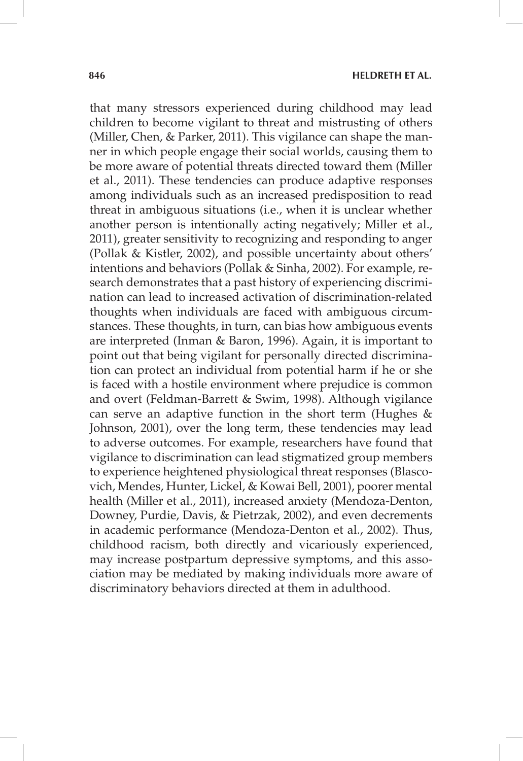that many stressors experienced during childhood may lead children to become vigilant to threat and mistrusting of others (Miller, Chen, & Parker, 2011). This vigilance can shape the manner in which people engage their social worlds, causing them to be more aware of potential threats directed toward them (Miller et al., 2011). These tendencies can produce adaptive responses among individuals such as an increased predisposition to read threat in ambiguous situations (i.e., when it is unclear whether another person is intentionally acting negatively; Miller et al., 2011), greater sensitivity to recognizing and responding to anger (Pollak & Kistler, 2002), and possible uncertainty about others' intentions and behaviors (Pollak & Sinha, 2002). For example, research demonstrates that a past history of experiencing discrimination can lead to increased activation of discrimination-related thoughts when individuals are faced with ambiguous circumstances. These thoughts, in turn, can bias how ambiguous events are interpreted (Inman & Baron, 1996). Again, it is important to point out that being vigilant for personally directed discrimination can protect an individual from potential harm if he or she is faced with a hostile environment where prejudice is common and overt (Feldman-Barrett & Swim, 1998). Although vigilance can serve an adaptive function in the short term (Hughes & Johnson, 2001), over the long term, these tendencies may lead to adverse outcomes. For example, researchers have found that vigilance to discrimination can lead stigmatized group members to experience heightened physiological threat responses (Blascovich, Mendes, Hunter, Lickel, & Kowai Bell, 2001), poorer mental health (Miller et al., 2011), increased anxiety (Mendoza-Denton, Downey, Purdie, Davis, & Pietrzak, 2002), and even decrements in academic performance (Mendoza-Denton et al., 2002). Thus, childhood racism, both directly and vicariously experienced, may increase postpartum depressive symptoms, and this association may be mediated by making individuals more aware of discriminatory behaviors directed at them in adulthood.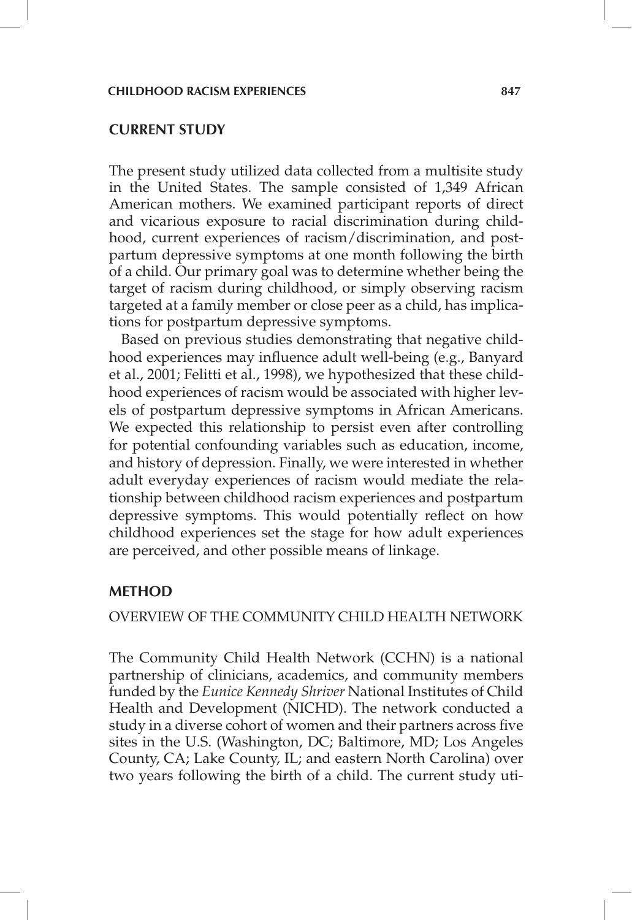## CURRENT STUDY

The present study utilized data collected from a multisite study in the United States. The sample consisted of 1,349 African American mothers. We examined participant reports of direct and vicarious exposure to racial discrimination during childhood, current experiences of racism/discrimination, and postpartum depressive symptoms at one month following the birth of a child. Our primary goal was to determine whether being the target of racism during childhood, or simply observing racism targeted at a family member or close peer as a child, has implications for postpartum depressive symptoms.

Based on previous studies demonstrating that negative childhood experiences may influence adult well-being (e.g., Banyard et al., 2001; Felitti et al., 1998), we hypothesized that these childhood experiences of racism would be associated with higher levels of postpartum depressive symptoms in African Americans. We expected this relationship to persist even after controlling for potential confounding variables such as education, income, and history of depression. Finally, we were interested in whether adult everyday experiences of racism would mediate the relationship between childhood racism experiences and postpartum depressive symptoms. This would potentially reflect on how childhood experiences set the stage for how adult experiences are perceived, and other possible means of linkage.

## METHOD

### OVERVIEW OF THE COMMUNITY CHILD HEALTH NETWORK

The Community Child Health Network (CCHN) is a national partnership of clinicians, academics, and community members funded by the *Eunice Kennedy Shriver* National Institutes of Child Health and Development (NICHD). The network conducted a study in a diverse cohort of women and their partners across five sites in the U.S. (Washington, DC; Baltimore, MD; Los Angeles County, CA; Lake County, IL; and eastern North Carolina) over two years following the birth of a child. The current study uti-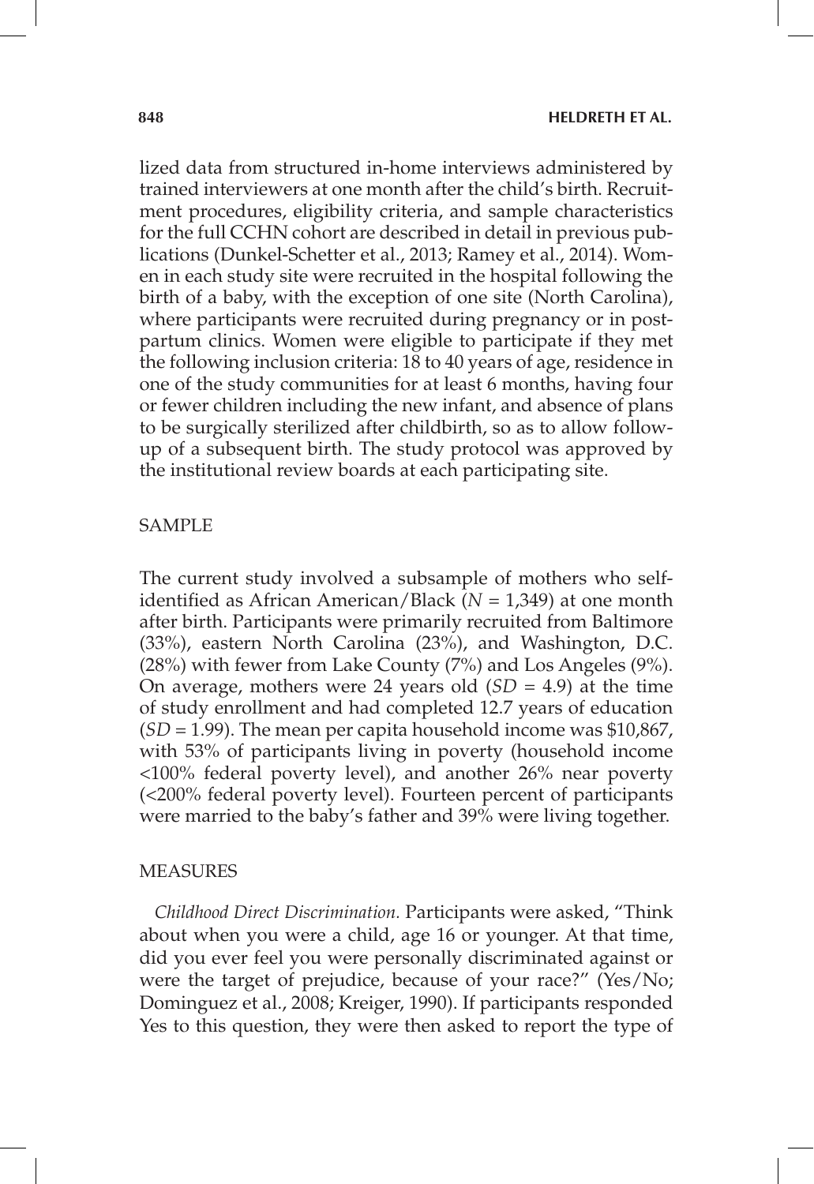lized data from structured in-home interviews administered by trained interviewers at one month after the child's birth. Recruitment procedures, eligibility criteria, and sample characteristics for the full CCHN cohort are described in detail in previous publications (Dunkel-Schetter et al., 2013; Ramey et al., 2014). Women in each study site were recruited in the hospital following the birth of a baby, with the exception of one site (North Carolina), where participants were recruited during pregnancy or in postpartum clinics. Women were eligible to participate if they met the following inclusion criteria: 18 to 40 years of age, residence in one of the study communities for at least 6 months, having four or fewer children including the new infant, and absence of plans to be surgically sterilized after childbirth, so as to allow follow-up of a subsequent birth. The study protocol was approved by the institutional review boards at each participating site.

## SAMPLE

The current study involved a subsample of mothers who self-identified as African American/Black ($N$ = 1,349) at one month after birth. Participants were primarily recruited from Baltimore (33%), eastern North Carolina (23%), and Washington, D.C. (28%) with fewer from Lake County (7%) and Los Angeles (9%). On average, mothers were 24 years old ($SD$ = 4.9) at the time of study enrollment and had completed 12.7 years of education ($SD$ = 1.99). The mean per capita household income was $10,867, with 53% of participants living in poverty (household income <100% federal poverty level), and another 26% near poverty (<200% federal poverty level). Fourteen percent of participants were married to the baby's father and 39% were living together.

## MEASURES

*Childhood Direct Discrimination.* Participants were asked, "Think about when you were a child, age 16 or younger. At that time, did you ever feel you were personally discriminated against or were the target of prejudice, because of your race?" (Yes/No; Dominguez et al., 2008; Kreiger, 1990). If participants responded Yes to this question, they were then asked to report the type of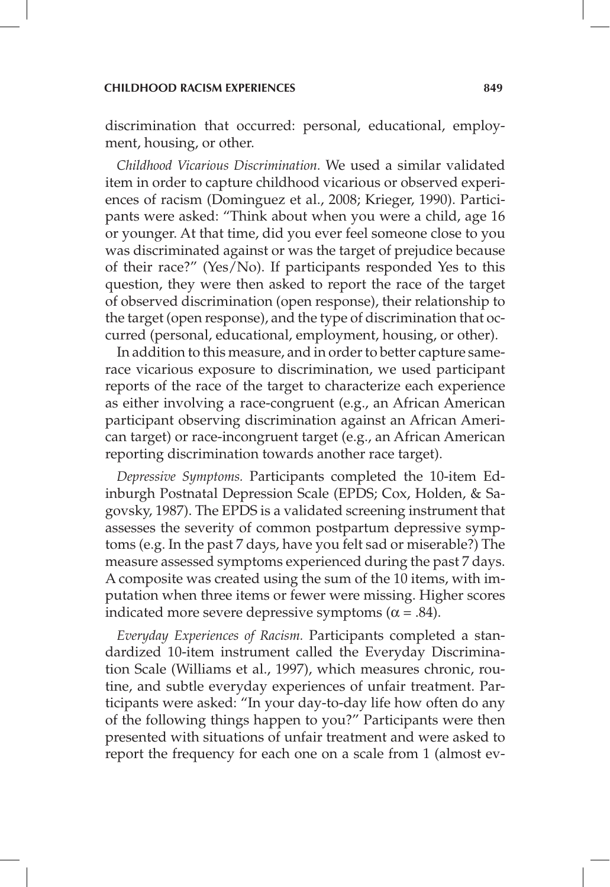discrimination that occurred: personal, educational, employment, housing, or other.

*Childhood Vicarious Discrimination.* We used a similar validated item in order to capture childhood vicarious or observed experiences of racism (Dominguez et al., 2008; Krieger, 1990). Participants were asked: "Think about when you were a child, age 16 or younger. At that time, did you ever feel someone close to you was discriminated against or was the target of prejudice because of their race?" (Yes/No). If participants responded Yes to this question, they were then asked to report the race of the target of observed discrimination (open response), their relationship to the target (open response), and the type of discrimination that occurred (personal, educational, employment, housing, or other).

In addition to this measure, and in order to better capture same-race vicarious exposure to discrimination, we used participant reports of the race of the target to characterize each experience as either involving a race-congruent (e.g., an African American participant observing discrimination against an African American target) or race-incongruent target (e.g., an African American reporting discrimination towards another race target).

*Depressive Symptoms.* Participants completed the 10-item Edinburgh Postnatal Depression Scale (EPDS; Cox, Holden, & Sagovsky, 1987). The EPDS is a validated screening instrument that assesses the severity of common postpartum depressive symptoms (e.g. In the past 7 days, have you felt sad or miserable?) The measure assessed symptoms experienced during the past 7 days. A composite was created using the sum of the 10 items, with imputation when three items or fewer were missing. Higher scores indicated more severe depressive symptoms ($\alpha = .84$).

*Everyday Experiences of Racism.* Participants completed a standardized 10-item instrument called the Everyday Discrimination Scale (Williams et al., 1997), which measures chronic, routine, and subtle everyday experiences of unfair treatment. Participants were asked: "In your day-to-day life how often do any of the following things happen to you?" Participants were then presented with situations of unfair treatment and were asked to report the frequency for each one on a scale from 1 (almost ev-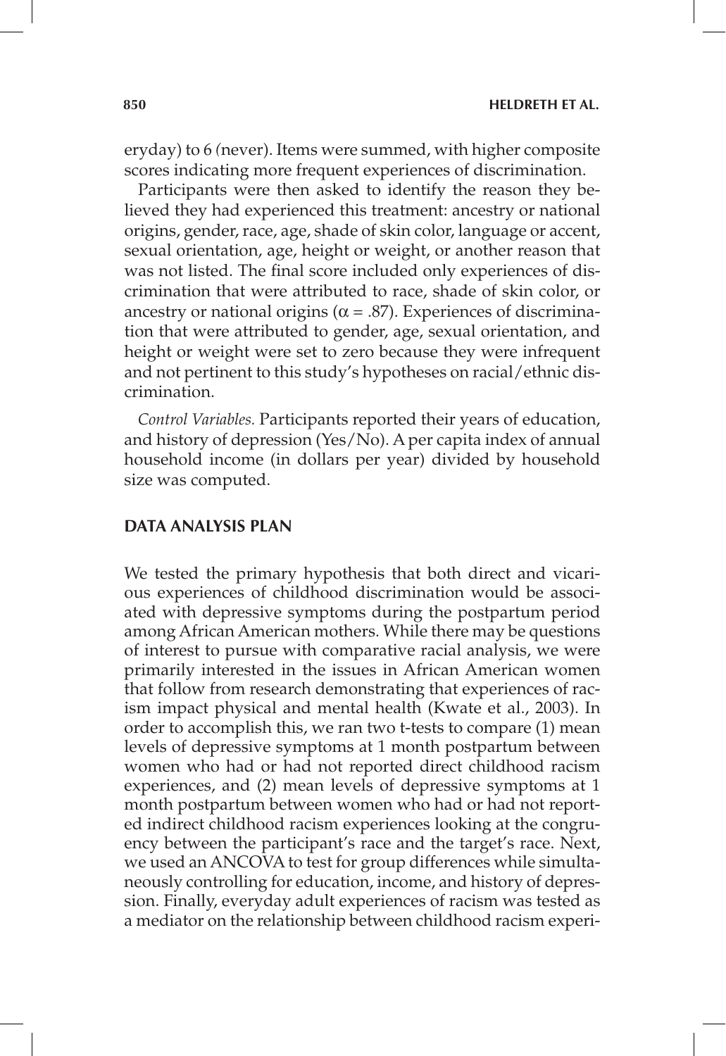eryday) to 6 (never). Items were summed, with higher composite scores indicating more frequent experiences of discrimination.

Participants were then asked to identify the reason they believed they had experienced this treatment: ancestry or national origins, gender, race, age, shade of skin color, language or accent, sexual orientation, age, height or weight, or another reason that was not listed. The final score included only experiences of discrimination that were attributed to race, shade of skin color, or ancestry or national origins ($\alpha = .87$). Experiences of discrimination that were attributed to gender, age, sexual orientation, and height or weight were set to zero because they were infrequent and not pertinent to this study's hypotheses on racial/ethnic discrimination.

*Control Variables.* Participants reported their years of education, and history of depression (Yes/No). A per capita index of annual household income (in dollars per year) divided by household size was computed.

## DATA ANALYSIS PLAN

We tested the primary hypothesis that both direct and vicarious experiences of childhood discrimination would be associated with depressive symptoms during the postpartum period among African American mothers. While there may be questions of interest to pursue with comparative racial analysis, we were primarily interested in the issues in African American women that follow from research demonstrating that experiences of racism impact physical and mental health (Kwate et al., 2003). In order to accomplish this, we ran two t-tests to compare (1) mean levels of depressive symptoms at 1 month postpartum between women who had or had not reported direct childhood racism experiences, and (2) mean levels of depressive symptoms at 1 month postpartum between women who had or had not reported indirect childhood racism experiences looking at the congruency between the participant's race and the target's race. Next, we used an ANCOVA to test for group differences while simultaneously controlling for education, income, and history of depression. Finally, everyday adult experiences of racism was tested as a mediator on the relationship between childhood racism experi-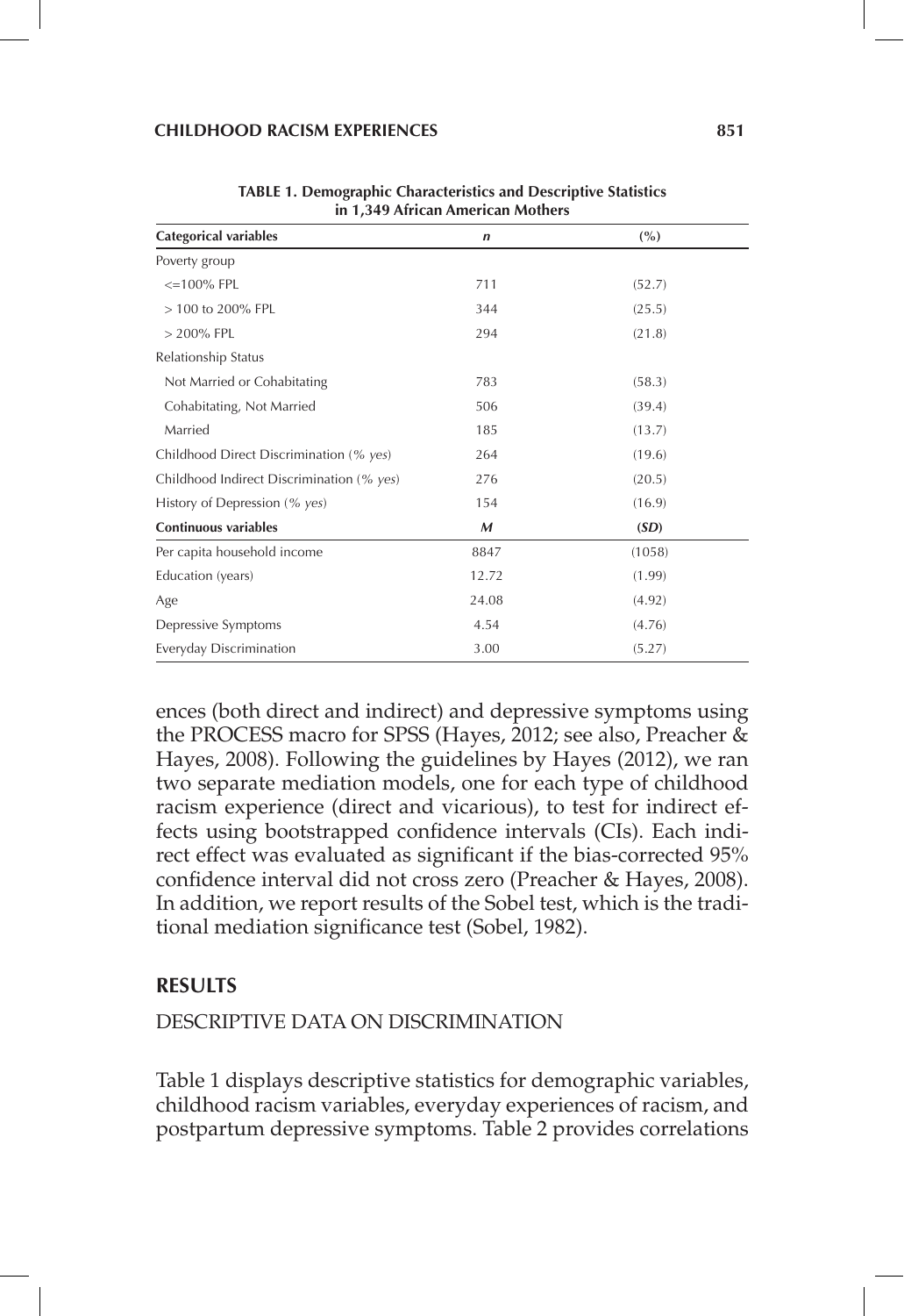**TABLE 1. Demographic Characteristics and Descriptive Statistics in 1,349 African American Mothers**

| Categorical variables | *n* | (%) |
|---|---|---|
| Poverty group | | |
| <=100% FPL | 711 | (52.7) |
| > 100 to 200% FPL | 344 | (25.5) |
| > 200% FPL | 294 | (21.8) |
| Relationship Status | | |
| Not Married or Cohabitating | 783 | (58.3) |
| Cohabitating, Not Married | 506 | (39.4) |
| Married | 185 | (13.7) |
| Childhood Direct Discrimination (% *yes*) | 264 | (19.6) |
| Childhood Indirect Discrimination (% *yes*) | 276 | (20.5) |
| History of Depression (% *yes*) | 154 | (16.9) |
| **Continuous variables** | ***M*** | **(*SD*)** |
| Per capita household income | 8847 | (1058) |
| Education (years) | 12.72 | (1.99) |
| Age | 24.08 | (4.92) |
| Depressive Symptoms | 4.54 | (4.76) |
| Everyday Discrimination | 3.00 | (5.27) |

ences (both direct and indirect) and depressive symptoms using the PROCESS macro for SPSS (Hayes, 2012; see also, Preacher & Hayes, 2008). Following the guidelines by Hayes (2012), we ran two separate mediation models, one for each type of childhood racism experience (direct and vicarious), to test for indirect effects using bootstrapped confidence intervals (CIs). Each indirect effect was evaluated as significant if the bias-corrected 95% confidence interval did not cross zero (Preacher & Hayes, 2008). In addition, we report results of the Sobel test, which is the traditional mediation significance test (Sobel, 1982).

## RESULTS

### DESCRIPTIVE DATA ON DISCRIMINATION

Table 1 displays descriptive statistics for demographic variables, childhood racism variables, everyday experiences of racism, and postpartum depressive symptoms. Table 2 provides correlations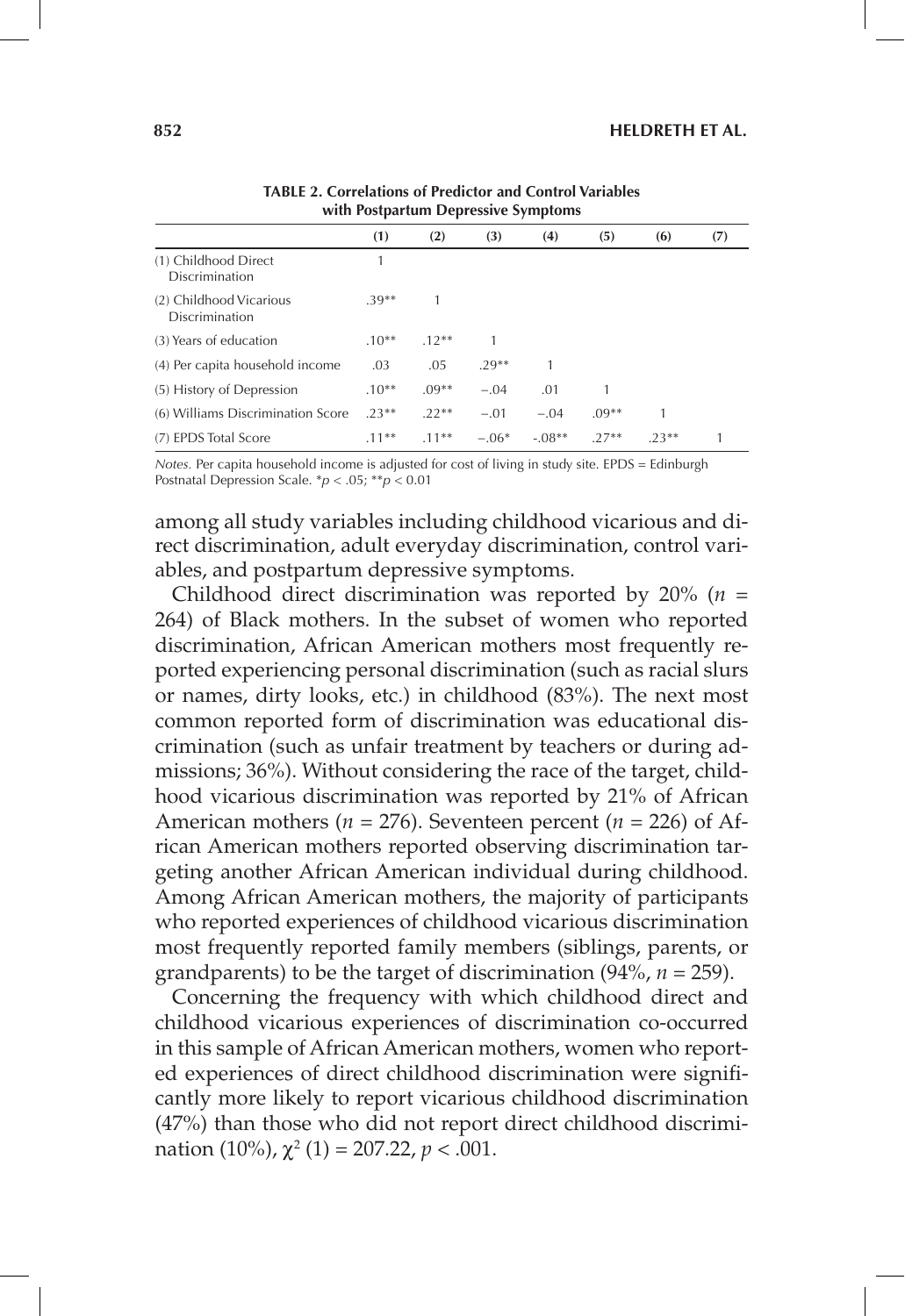**TABLE 2. Correlations of Predictor and Control Variables with Postpartum Depressive Symptoms**

| | (1) | (2) | (3) | (4) | (5) | (6) | (7) |
|---|---|---|---|---|---|---|---|
| (1) Childhood Direct Discrimination | 1 | | | | | | |
| (2) Childhood Vicarious Discrimination | .39** | 1 | | | | | |
| (3) Years of education | .10** | .12** | 1 | | | | |
| (4) Per capita household income | .03 | .05 | .29** | 1 | | | |
| (5) History of Depression | .10** | .09** | −.04 | .01 | 1 | | |
| (6) Williams Discrimination Score | .23** | .22** | −.01 | −.04 | .09** | 1 | |
| (7) EPDS Total Score | .11** | .11** | −.06* | -.08** | .27** | .23** | 1 |

*Notes.* Per capita household income is adjusted for cost of living in study site. EPDS = Edinburgh Postnatal Depression Scale. $^{*}p < .05$; $^{**}p < 0.01$

among all study variables including childhood vicarious and direct discrimination, adult everyday discrimination, control variables, and postpartum depressive symptoms.

Childhood direct discrimination was reported by 20% ($n$ = 264) of Black mothers. In the subset of women who reported discrimination, African American mothers most frequently reported experiencing personal discrimination (such as racial slurs or names, dirty looks, etc.) in childhood (83%). The next most common reported form of discrimination was educational discrimination (such as unfair treatment by teachers or during admissions; 36%). Without considering the race of the target, childhood vicarious discrimination was reported by 21% of African American mothers ($n$ = 276). Seventeen percent ($n$ = 226) of African American mothers reported observing discrimination targeting another African American individual during childhood. Among African American mothers, the majority of participants who reported experiences of childhood vicarious discrimination most frequently reported family members (siblings, parents, or grandparents) to be the target of discrimination (94%, $n$ = 259).

Concerning the frequency with which childhood direct and childhood vicarious experiences of discrimination co-occurred in this sample of African American mothers, women who reported experiences of direct childhood discrimination were significantly more likely to report vicarious childhood discrimination (47%) than those who did not report direct childhood discrimination (10%), $\chi^2$ (1) = 207.22, $p < .001$.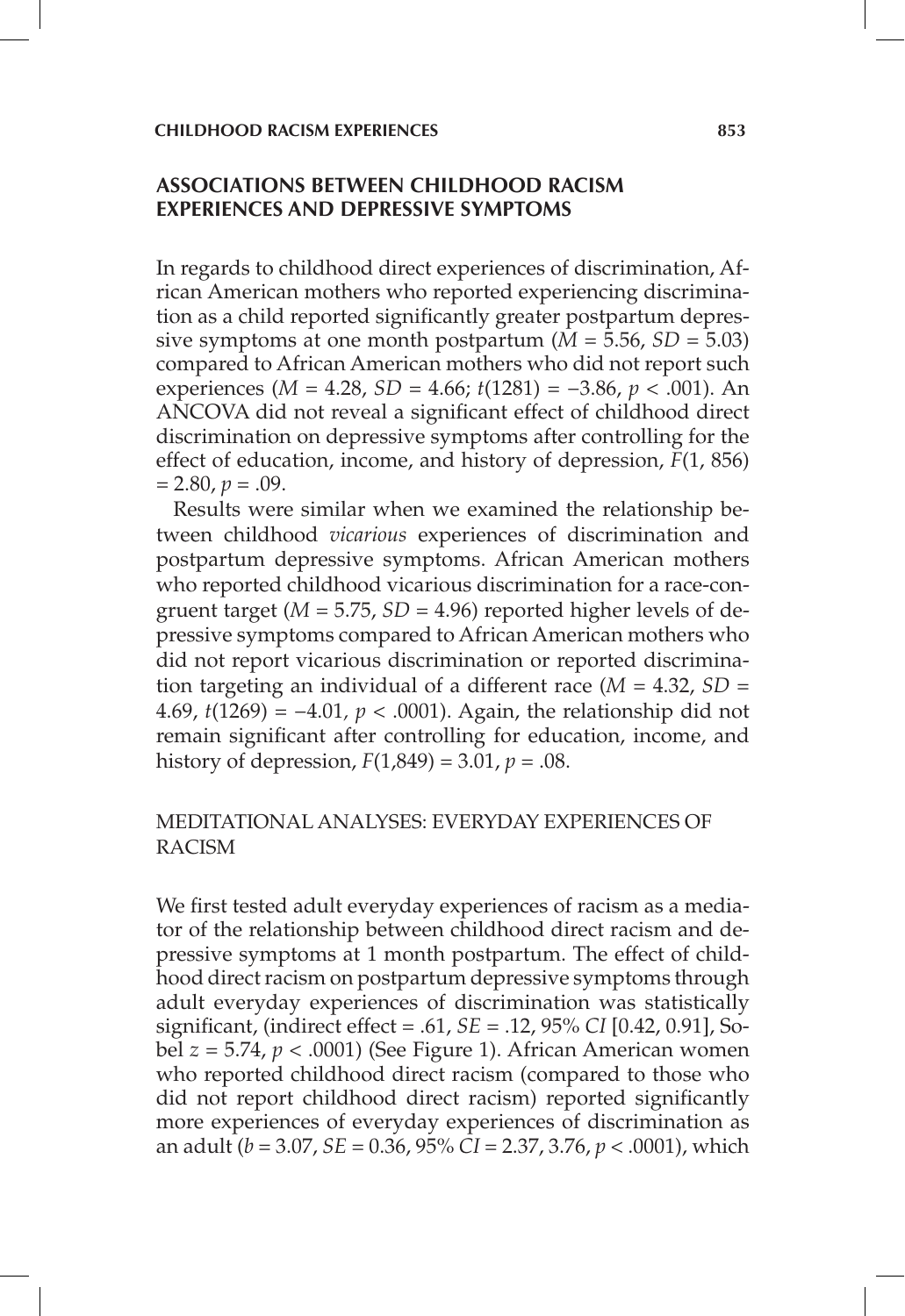## ASSOCIATIONS BETWEEN CHILDHOOD RACISM EXPERIENCES AND DEPRESSIVE SYMPTOMS

In regards to childhood direct experiences of discrimination, African American mothers who reported experiencing discrimination as a child reported significantly greater postpartum depressive symptoms at one month postpartum ($M = 5.56$, $SD = 5.03$) compared to African American mothers who did not report such experiences ($M = 4.28$, $SD = 4.66$; $t(1281) = -3.86$, $p < .001$). An ANCOVA did not reveal a significant effect of childhood direct discrimination on depressive symptoms after controlling for the effect of education, income, and history of depression, $F(1, 856) = 2.80$, $p = .09$.

Results were similar when we examined the relationship between childhood *vicarious* experiences of discrimination and postpartum depressive symptoms. African American mothers who reported childhood vicarious discrimination for a race-congruent target ($M = 5.75$, $SD = 4.96$) reported higher levels of depressive symptoms compared to African American mothers who did not report vicarious discrimination or reported discrimination targeting an individual of a different race ($M = 4.32$, $SD = 4.69$, $t(1269) = -4.01$, $p < .0001$). Again, the relationship did not remain significant after controlling for education, income, and history of depression, $F(1,849) = 3.01$, $p = .08$.

### MEDITATIONAL ANALYSES: EVERYDAY EXPERIENCES OF RACISM

We first tested adult everyday experiences of racism as a mediator of the relationship between childhood direct racism and depressive symptoms at 1 month postpartum. The effect of childhood direct racism on postpartum depressive symptoms through adult everyday experiences of discrimination was statistically significant, (indirect effect = .61, $SE = .12$, 95% *CI* [0.42, 0.91], Sobel $z = 5.74$, $p < .0001$) (See Figure 1). African American women who reported childhood direct racism (compared to those who did not report childhood direct racism) reported significantly more experiences of everyday experiences of discrimination as an adult ($b = 3.07$, $SE = 0.36$, 95% $CI = 2.37, 3.76$, $p < .0001$), which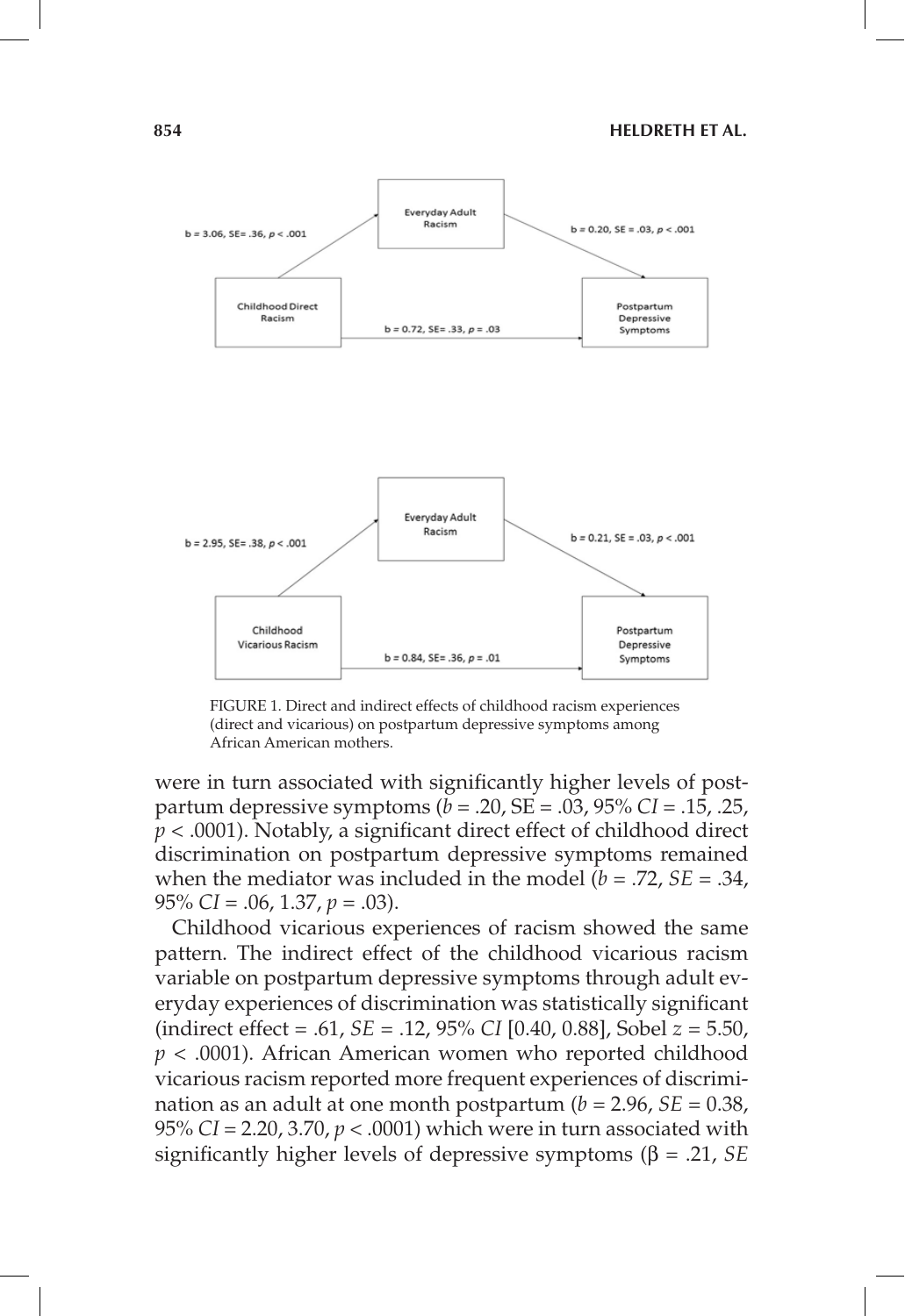FIGURE 1. Direct and indirect effects of childhood racism experiences (direct and vicarious) on postpartum depressive symptoms among African American mothers.

were in turn associated with significantly higher levels of postpartum depressive symptoms ($b = .20$, $SE = .03$, 95% $CI = .15, .25$, $p < .0001$). Notably, a significant direct effect of childhood direct discrimination on postpartum depressive symptoms remained when the mediator was included in the model ($b = .72$, $SE = .34$, 95% $CI = .06, 1.37$, $p = .03$).

Childhood vicarious experiences of racism showed the same pattern. The indirect effect of the childhood vicarious racism variable on postpartum depressive symptoms through adult everyday experiences of discrimination was statistically significant (indirect effect = .61, $SE = .12$, 95% $CI$ [0.40, 0.88], Sobel $z = 5.50$, $p < .0001$). African American women who reported childhood vicarious racism reported more frequent experiences of discrimination as an adult at one month postpartum ($b = 2.96$, $SE = 0.38$, 95% $CI = 2.20, 3.70$, $p < .0001$) which were in turn associated with significantly higher levels of depressive symptoms ($\beta = .21$, $SE$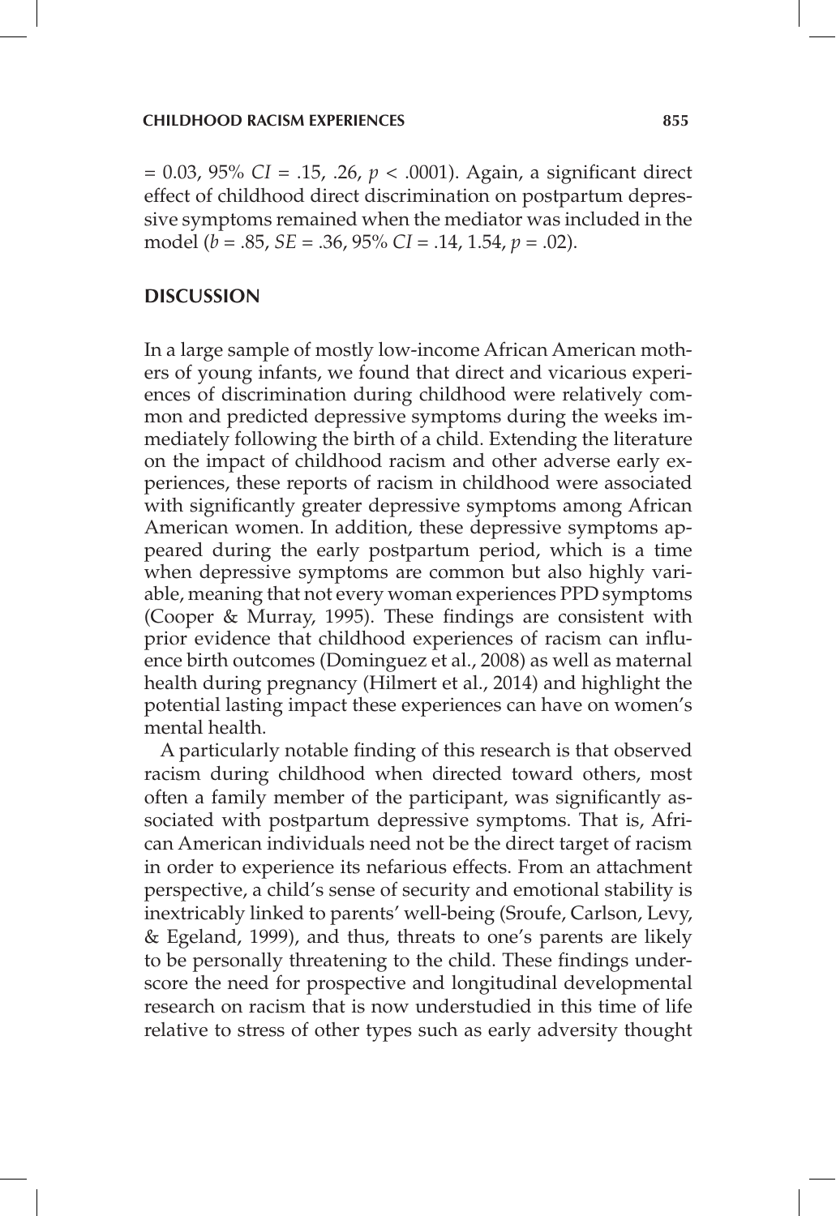= 0.03, 95% *CI* = .15, .26, $p < .0001$). Again, a significant direct effect of childhood direct discrimination on postpartum depressive symptoms remained when the mediator was included in the model ($b = .85$, $SE = .36$, 95% *CI* = .14, 1.54, $p = .02$).

## DISCUSSION

In a large sample of mostly low-income African American mothers of young infants, we found that direct and vicarious experiences of discrimination during childhood were relatively common and predicted depressive symptoms during the weeks immediately following the birth of a child. Extending the literature on the impact of childhood racism and other adverse early experiences, these reports of racism in childhood were associated with significantly greater depressive symptoms among African American women. In addition, these depressive symptoms appeared during the early postpartum period, which is a time when depressive symptoms are common but also highly variable, meaning that not every woman experiences PPD symptoms (Cooper & Murray, 1995). These findings are consistent with prior evidence that childhood experiences of racism can influence birth outcomes (Dominguez et al., 2008) as well as maternal health during pregnancy (Hilmert et al., 2014) and highlight the potential lasting impact these experiences can have on women's mental health.

A particularly notable finding of this research is that observed racism during childhood when directed toward others, most often a family member of the participant, was significantly associated with postpartum depressive symptoms. That is, African American individuals need not be the direct target of racism in order to experience its nefarious effects. From an attachment perspective, a child's sense of security and emotional stability is inextricably linked to parents' well-being (Sroufe, Carlson, Levy, & Egeland, 1999), and thus, threats to one's parents are likely to be personally threatening to the child. These findings underscore the need for prospective and longitudinal developmental research on racism that is now understudied in this time of life relative to stress of other types such as early adversity thought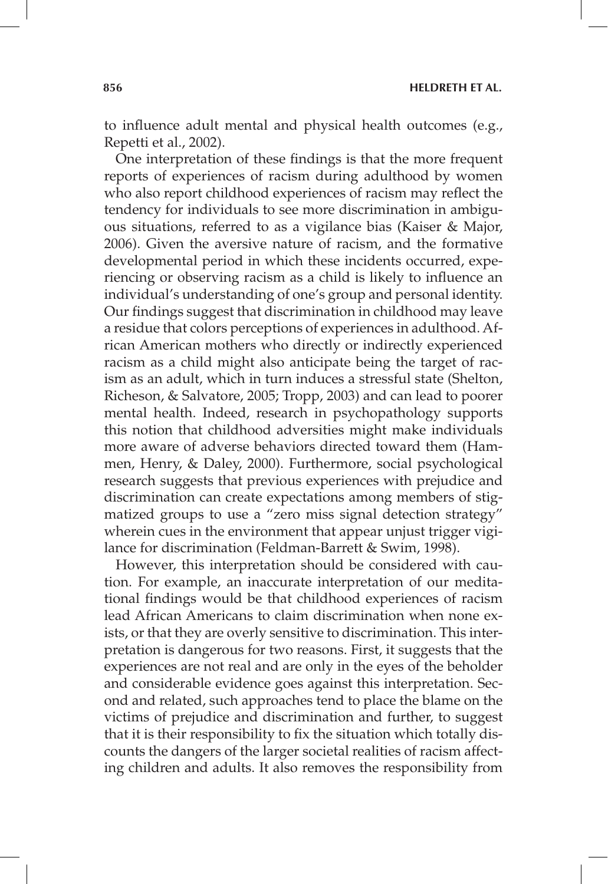to influence adult mental and physical health outcomes (e.g., Repetti et al., 2002).

One interpretation of these findings is that the more frequent reports of experiences of racism during adulthood by women who also report childhood experiences of racism may reflect the tendency for individuals to see more discrimination in ambiguous situations, referred to as a vigilance bias (Kaiser & Major, 2006). Given the aversive nature of racism, and the formative developmental period in which these incidents occurred, experiencing or observing racism as a child is likely to influence an individual's understanding of one's group and personal identity. Our findings suggest that discrimination in childhood may leave a residue that colors perceptions of experiences in adulthood. African American mothers who directly or indirectly experienced racism as a child might also anticipate being the target of racism as an adult, which in turn induces a stressful state (Shelton, Richeson, & Salvatore, 2005; Tropp, 2003) and can lead to poorer mental health. Indeed, research in psychopathology supports this notion that childhood adversities might make individuals more aware of adverse behaviors directed toward them (Hammen, Henry, & Daley, 2000). Furthermore, social psychological research suggests that previous experiences with prejudice and discrimination can create expectations among members of stigmatized groups to use a "zero miss signal detection strategy" wherein cues in the environment that appear unjust trigger vigilance for discrimination (Feldman-Barrett & Swim, 1998).

However, this interpretation should be considered with caution. For example, an inaccurate interpretation of our meditational findings would be that childhood experiences of racism lead African Americans to claim discrimination when none exists, or that they are overly sensitive to discrimination. This interpretation is dangerous for two reasons. First, it suggests that the experiences are not real and are only in the eyes of the beholder and considerable evidence goes against this interpretation. Second and related, such approaches tend to place the blame on the victims of prejudice and discrimination and further, to suggest that it is their responsibility to fix the situation which totally discounts the dangers of the larger societal realities of racism affecting children and adults. It also removes the responsibility from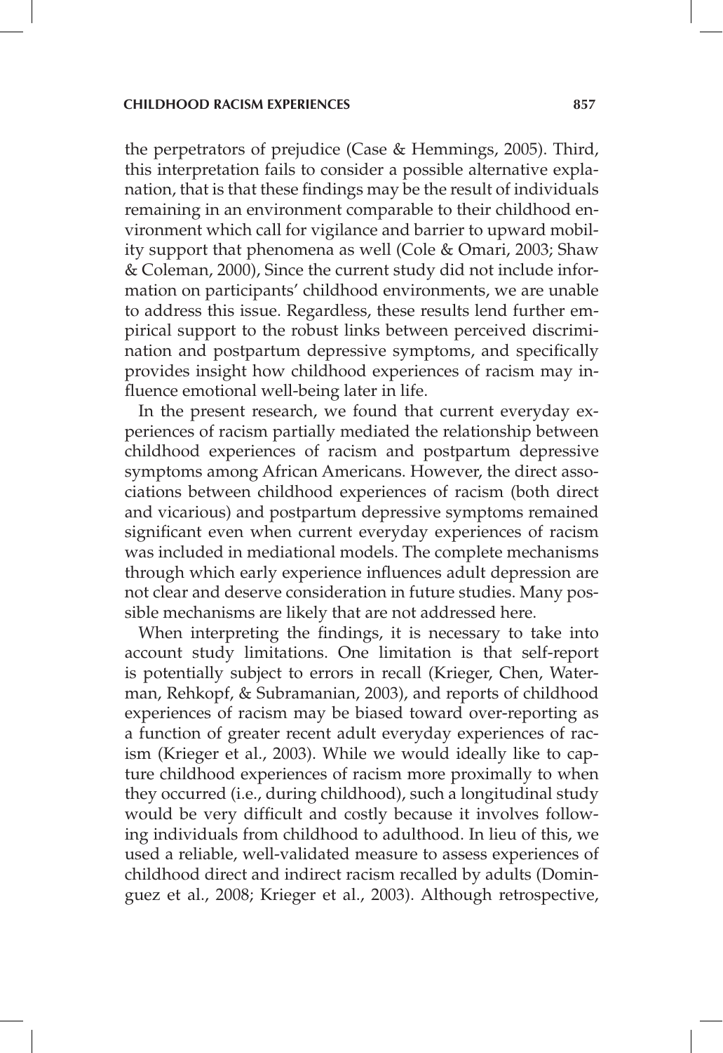the perpetrators of prejudice (Case & Hemmings, 2005). Third, this interpretation fails to consider a possible alternative explanation, that is that these findings may be the result of individuals remaining in an environment comparable to their childhood environment which call for vigilance and barrier to upward mobility support that phenomena as well (Cole & Omari, 2003; Shaw & Coleman, 2000), Since the current study did not include information on participants' childhood environments, we are unable to address this issue. Regardless, these results lend further empirical support to the robust links between perceived discrimination and postpartum depressive symptoms, and specifically provides insight how childhood experiences of racism may influence emotional well-being later in life.

In the present research, we found that current everyday experiences of racism partially mediated the relationship between childhood experiences of racism and postpartum depressive symptoms among African Americans. However, the direct associations between childhood experiences of racism (both direct and vicarious) and postpartum depressive symptoms remained significant even when current everyday experiences of racism was included in mediational models. The complete mechanisms through which early experience influences adult depression are not clear and deserve consideration in future studies. Many possible mechanisms are likely that are not addressed here.

When interpreting the findings, it is necessary to take into account study limitations. One limitation is that self-report is potentially subject to errors in recall (Krieger, Chen, Waterman, Rehkopf, & Subramanian, 2003), and reports of childhood experiences of racism may be biased toward over-reporting as a function of greater recent adult everyday experiences of racism (Krieger et al., 2003). While we would ideally like to capture childhood experiences of racism more proximally to when they occurred (i.e., during childhood), such a longitudinal study would be very difficult and costly because it involves following individuals from childhood to adulthood. In lieu of this, we used a reliable, well-validated measure to assess experiences of childhood direct and indirect racism recalled by adults (Dominguez et al., 2008; Krieger et al., 2003). Although retrospective,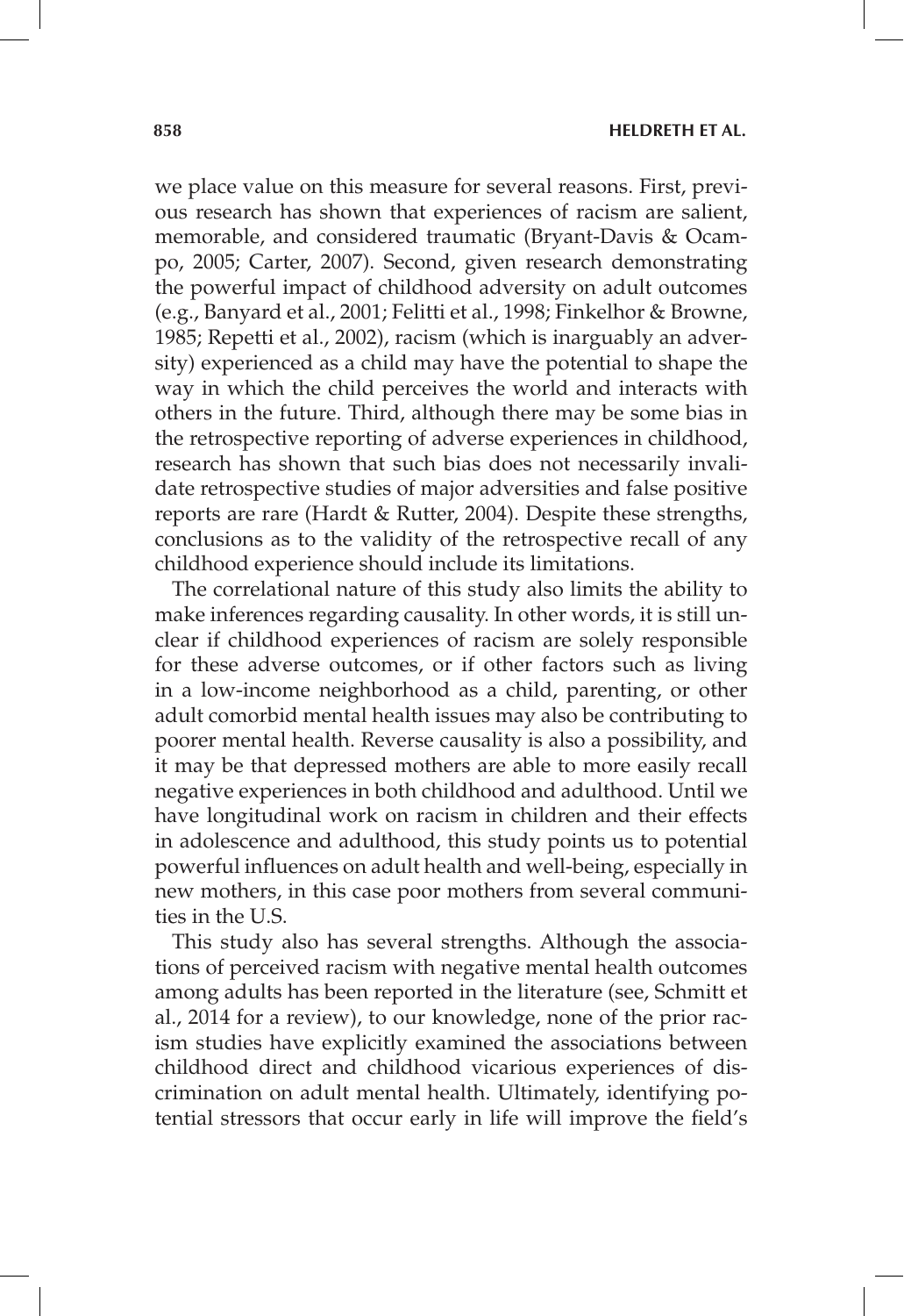we place value on this measure for several reasons. First, previous research has shown that experiences of racism are salient, memorable, and considered traumatic (Bryant-Davis & Ocampo, 2005; Carter, 2007). Second, given research demonstrating the powerful impact of childhood adversity on adult outcomes (e.g., Banyard et al., 2001; Felitti et al., 1998; Finkelhor & Browne, 1985; Repetti et al., 2002), racism (which is inarguably an adversity) experienced as a child may have the potential to shape the way in which the child perceives the world and interacts with others in the future. Third, although there may be some bias in the retrospective reporting of adverse experiences in childhood, research has shown that such bias does not necessarily invalidate retrospective studies of major adversities and false positive reports are rare (Hardt & Rutter, 2004). Despite these strengths, conclusions as to the validity of the retrospective recall of any childhood experience should include its limitations.

The correlational nature of this study also limits the ability to make inferences regarding causality. In other words, it is still unclear if childhood experiences of racism are solely responsible for these adverse outcomes, or if other factors such as living in a low-income neighborhood as a child, parenting, or other adult comorbid mental health issues may also be contributing to poorer mental health. Reverse causality is also a possibility, and it may be that depressed mothers are able to more easily recall negative experiences in both childhood and adulthood. Until we have longitudinal work on racism in children and their effects in adolescence and adulthood, this study points us to potential powerful influences on adult health and well-being, especially in new mothers, in this case poor mothers from several communities in the U.S.

This study also has several strengths. Although the associations of perceived racism with negative mental health outcomes among adults has been reported in the literature (see, Schmitt et al., 2014 for a review), to our knowledge, none of the prior racism studies have explicitly examined the associations between childhood direct and childhood vicarious experiences of discrimination on adult mental health. Ultimately, identifying potential stressors that occur early in life will improve the field's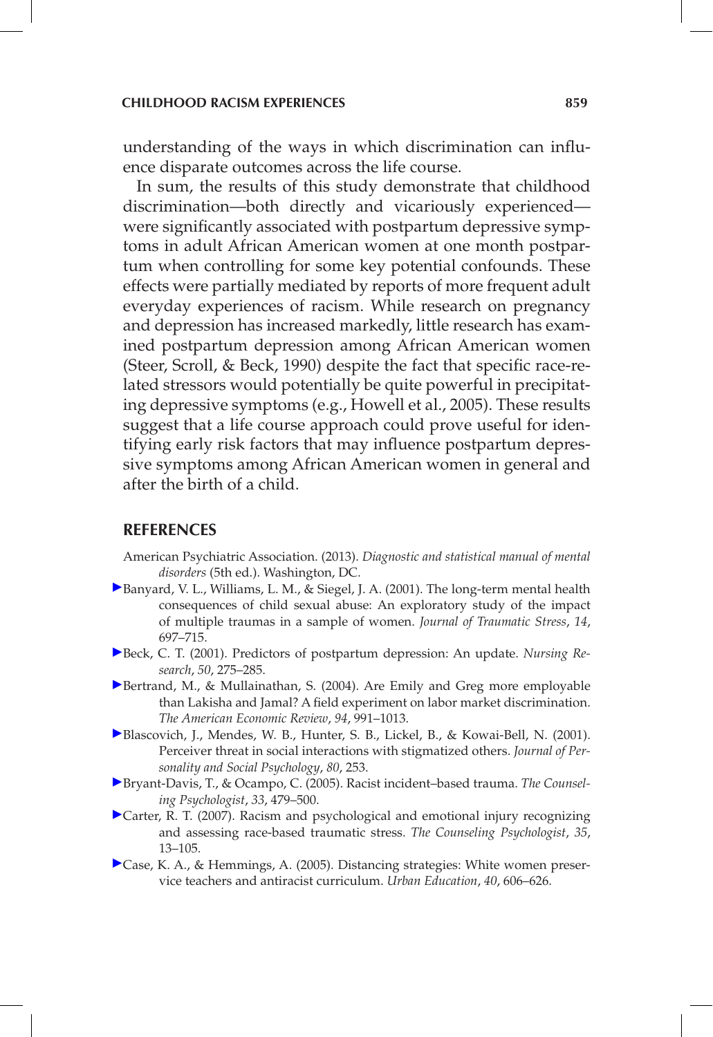understanding of the ways in which discrimination can influence disparate outcomes across the life course.

In sum, the results of this study demonstrate that childhood discrimination—both directly and vicariously experienced—were significantly associated with postpartum depressive symptoms in adult African American women at one month postpartum when controlling for some key potential confounds. These effects were partially mediated by reports of more frequent adult everyday experiences of racism. While research on pregnancy and depression has increased markedly, little research has examined postpartum depression among African American women (Steer, Scroll, & Beck, 1990) despite the fact that specific race-related stressors would potentially be quite powerful in precipitating depressive symptoms (e.g., Howell et al., 2005). These results suggest that a life course approach could prove useful for identifying early risk factors that may influence postpartum depressive symptoms among African American women in general and after the birth of a child.

## REFERENCES

American Psychiatric Association. (2013). *Diagnostic and statistical manual of mental disorders* (5th ed.). Washington, DC.

Banyard, V. L., Williams, L. M., & Siegel, J. A. (2001). The long-term mental health consequences of child sexual abuse: An exploratory study of the impact of multiple traumas in a sample of women. *Journal of Traumatic Stress*, *14*, 697–715.

Beck, C. T. (2001). Predictors of postpartum depression: An update. *Nursing Research*, *50*, 275–285.

Bertrand, M., & Mullainathan, S. (2004). Are Emily and Greg more employable than Lakisha and Jamal? A field experiment on labor market discrimination. *The American Economic Review*, *94*, 991–1013.

Blascovich, J., Mendes, W. B., Hunter, S. B., Lickel, B., & Kowai-Bell, N. (2001). Perceiver threat in social interactions with stigmatized others. *Journal of Personality and Social Psychology*, *80*, 253.

Bryant-Davis, T., & Ocampo, C. (2005). Racist incident–based trauma. *The Counseling Psychologist*, *33*, 479–500.

Carter, R. T. (2007). Racism and psychological and emotional injury recognizing and assessing race-based traumatic stress. *The Counseling Psychologist*, *35*, 13–105.

Case, K. A., & Hemmings, A. (2005). Distancing strategies: White women preservice teachers and antiracist curriculum. *Urban Education*, *40*, 606–626.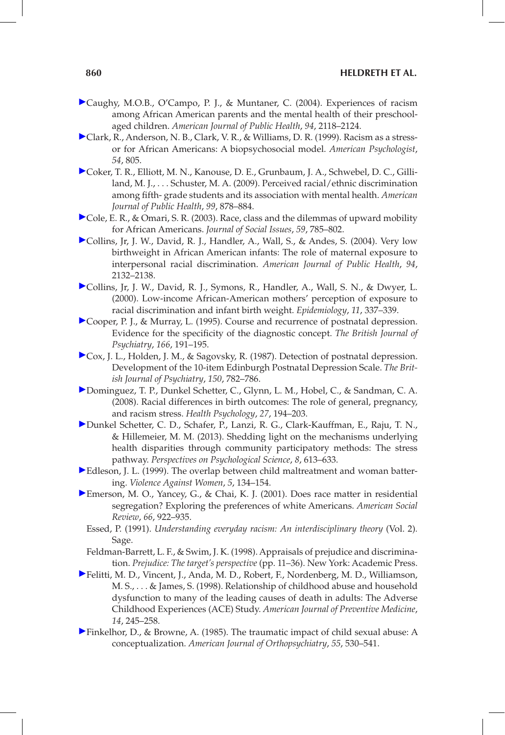Caughy, M.O.B., O'Campo, P. J., & Muntaner, C. (2004). Experiences of racism among African American parents and the mental health of their preschool-aged children. *American Journal of Public Health*, *94*, 2118–2124.

Clark, R., Anderson, N. B., Clark, V. R., & Williams, D. R. (1999). Racism as a stressor for African Americans: A biopsychosocial model. *American Psychologist*, *54*, 805.

Coker, T. R., Elliott, M. N., Kanouse, D. E., Grunbaum, J. A., Schwebel, D. C., Gilliland, M. J., . . . Schuster, M. A. (2009). Perceived racial/ethnic discrimination among fifth- grade students and its association with mental health. *American Journal of Public Health*, *99*, 878–884.

Cole, E. R., & Omari, S. R. (2003). Race, class and the dilemmas of upward mobility for African Americans. *Journal of Social Issues*, *59*, 785–802.

Collins, Jr, J. W., David, R. J., Handler, A., Wall, S., & Andes, S. (2004). Very low birthweight in African American infants: The role of maternal exposure to interpersonal racial discrimination. *American Journal of Public Health*, *94*, 2132–2138.

Collins, Jr, J. W., David, R. J., Symons, R., Handler, A., Wall, S. N., & Dwyer, L. (2000). Low-income African-American mothers' perception of exposure to racial discrimination and infant birth weight. *Epidemiology*, *11*, 337–339.

Cooper, P. J., & Murray, L. (1995). Course and recurrence of postnatal depression. Evidence for the specificity of the diagnostic concept. *The British Journal of Psychiatry*, *166*, 191–195.

Cox, J. L., Holden, J. M., & Sagovsky, R. (1987). Detection of postnatal depression. Development of the 10-item Edinburgh Postnatal Depression Scale. *The British Journal of Psychiatry*, *150*, 782–786.

Dominguez, T. P., Dunkel Schetter, C., Glynn, L. M., Hobel, C., & Sandman, C. A. (2008). Racial differences in birth outcomes: The role of general, pregnancy, and racism stress. *Health Psychology*, *27*, 194–203.

Dunkel Schetter, C. D., Schafer, P., Lanzi, R. G., Clark-Kauffman, E., Raju, T. N., & Hillemeier, M. M. (2013). Shedding light on the mechanisms underlying health disparities through community participatory methods: The stress pathway. *Perspectives on Psychological Science*, *8*, 613–633.

Edleson, J. L. (1999). The overlap between child maltreatment and woman battering. *Violence Against Women*, *5*, 134–154.

Emerson, M. O., Yancey, G., & Chai, K. J. (2001). Does race matter in residential segregation? Exploring the preferences of white Americans. *American Social Review*, *66*, 922–935.

Essed, P. (1991). *Understanding everyday racism: An interdisciplinary theory* (Vol. 2). Sage.

Feldman-Barrett, L. F., & Swim, J. K. (1998). Appraisals of prejudice and discrimination. *Prejudice: The target's perspective* (pp. 11–36). New York: Academic Press.

Felitti, M. D., Vincent, J., Anda, M. D., Robert, F., Nordenberg, M. D., Williamson, M. S., . . . & James, S. (1998). Relationship of childhood abuse and household dysfunction to many of the leading causes of death in adults: The Adverse Childhood Experiences (ACE) Study. *American Journal of Preventive Medicine*, *14*, 245–258.

Finkelhor, D., & Browne, A. (1985). The traumatic impact of child sexual abuse: A conceptualization. *American Journal of Orthopsychiatry*, *55*, 530–541.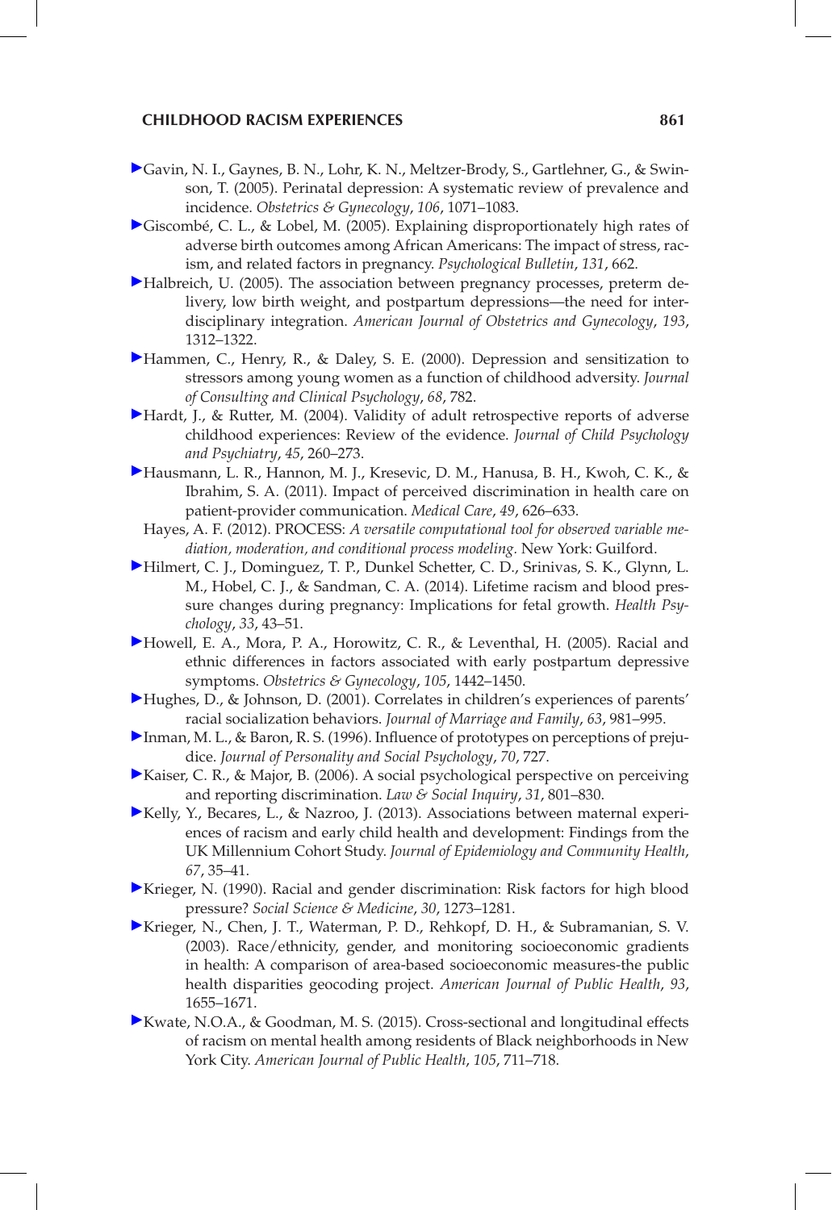Gavin, N. I., Gaynes, B. N., Lohr, K. N., Meltzer-Brody, S., Gartlehner, G., & Swinson, T. (2005). Perinatal depression: A systematic review of prevalence and incidence. *Obstetrics & Gynecology*, *106*, 1071–1083.

Giscombé, C. L., & Lobel, M. (2005). Explaining disproportionately high rates of adverse birth outcomes among African Americans: The impact of stress, racism, and related factors in pregnancy. *Psychological Bulletin*, *131*, 662.

Halbreich, U. (2005). The association between pregnancy processes, preterm delivery, low birth weight, and postpartum depressions—the need for interdisciplinary integration. *American Journal of Obstetrics and Gynecology*, *193*, 1312–1322.

Hammen, C., Henry, R., & Daley, S. E. (2000). Depression and sensitization to stressors among young women as a function of childhood adversity. *Journal of Consulting and Clinical Psychology*, *68*, 782.

Hardt, J., & Rutter, M. (2004). Validity of adult retrospective reports of adverse childhood experiences: Review of the evidence. *Journal of Child Psychology and Psychiatry*, *45*, 260–273.

Hausmann, L. R., Hannon, M. J., Kresevic, D. M., Hanusa, B. H., Kwoh, C. K., & Ibrahim, S. A. (2011). Impact of perceived discrimination in health care on patient-provider communication. *Medical Care*, *49*, 626–633.

Hayes, A. F. (2012). PROCESS: *A versatile computational tool for observed variable mediation, moderation, and conditional process modeling*. New York: Guilford.

Hilmert, C. J., Dominguez, T. P., Dunkel Schetter, C. D., Srinivas, S. K., Glynn, L. M., Hobel, C. J., & Sandman, C. A. (2014). Lifetime racism and blood pressure changes during pregnancy: Implications for fetal growth. *Health Psychology*, *33*, 43–51.

Howell, E. A., Mora, P. A., Horowitz, C. R., & Leventhal, H. (2005). Racial and ethnic differences in factors associated with early postpartum depressive symptoms. *Obstetrics & Gynecology*, *105*, 1442–1450.

Hughes, D., & Johnson, D. (2001). Correlates in children's experiences of parents' racial socialization behaviors. *Journal of Marriage and Family*, *63*, 981–995.

Inman, M. L., & Baron, R. S. (1996). Influence of prototypes on perceptions of prejudice. *Journal of Personality and Social Psychology*, *70*, 727.

Kaiser, C. R., & Major, B. (2006). A social psychological perspective on perceiving and reporting discrimination. *Law & Social Inquiry*, *31*, 801–830.

Kelly, Y., Becares, L., & Nazroo, J. (2013). Associations between maternal experiences of racism and early child health and development: Findings from the UK Millennium Cohort Study. *Journal of Epidemiology and Community Health*, *67*, 35–41.

Krieger, N. (1990). Racial and gender discrimination: Risk factors for high blood pressure? *Social Science & Medicine*, *30*, 1273–1281.

Krieger, N., Chen, J. T., Waterman, P. D., Rehkopf, D. H., & Subramanian, S. V. (2003). Race/ethnicity, gender, and monitoring socioeconomic gradients in health: A comparison of area-based socioeconomic measures-the public health disparities geocoding project. *American Journal of Public Health*, *93*, 1655–1671.

Kwate, N.O.A., & Goodman, M. S. (2015). Cross-sectional and longitudinal effects of racism on mental health among residents of Black neighborhoods in New York City. *American Journal of Public Health*, *105*, 711–718.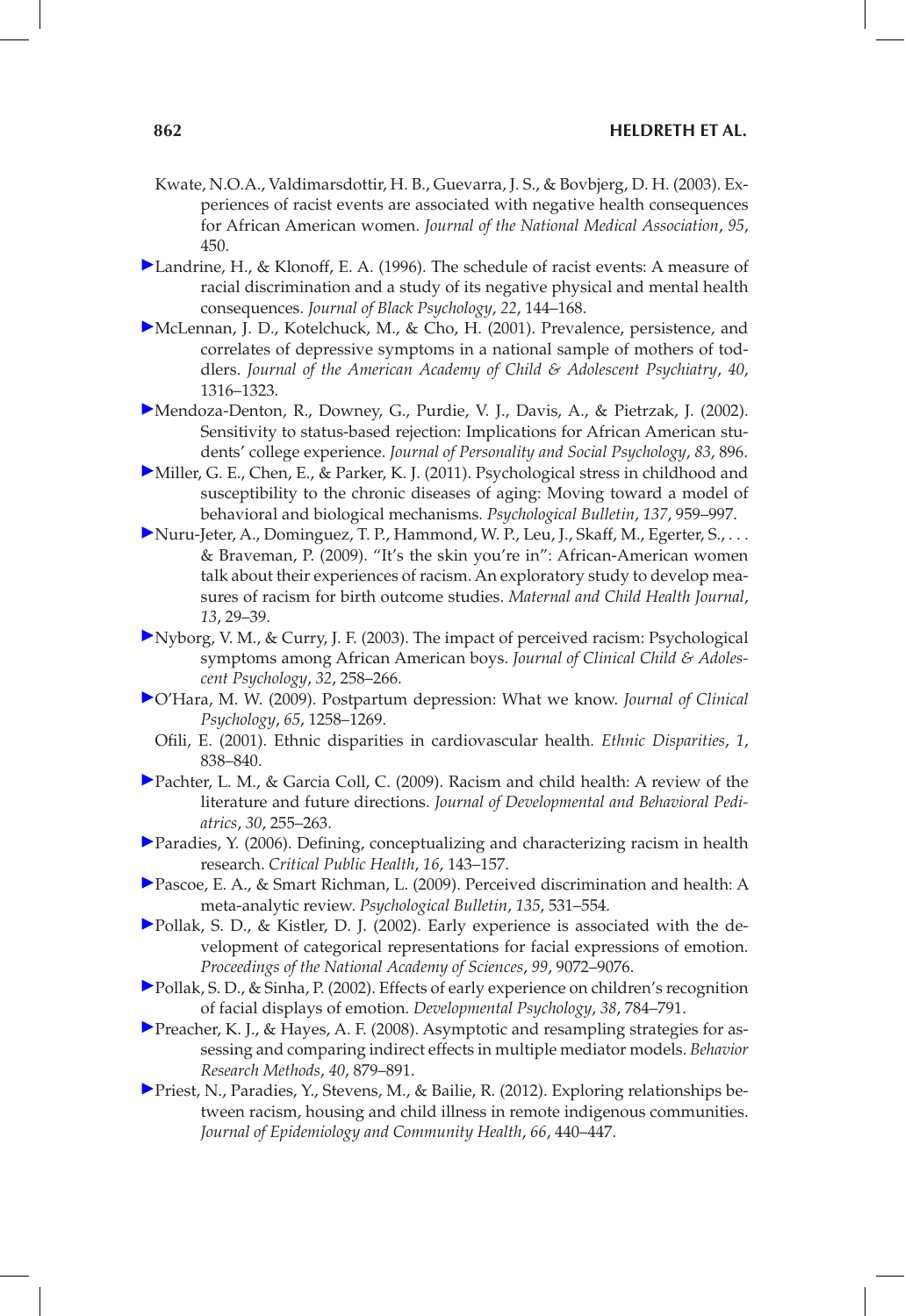Kwate, N.O.A., Valdimarsdottir, H. B., Guevarra, J. S., & Bovbjerg, D. H. (2003). Experiences of racist events are associated with negative health consequences for African American women. *Journal of the National Medical Association*, *95*, 450.

Landrine, H., & Klonoff, E. A. (1996). The schedule of racist events: A measure of racial discrimination and a study of its negative physical and mental health consequences. *Journal of Black Psychology*, *22*, 144–168.

McLennan, J. D., Kotelchuck, M., & Cho, H. (2001). Prevalence, persistence, and correlates of depressive symptoms in a national sample of mothers of toddlers. *Journal of the American Academy of Child & Adolescent Psychiatry*, *40*, 1316–1323.

Mendoza-Denton, R., Downey, G., Purdie, V. J., Davis, A., & Pietrzak, J. (2002). Sensitivity to status-based rejection: Implications for African American students' college experience. *Journal of Personality and Social Psychology*, *83*, 896.

Miller, G. E., Chen, E., & Parker, K. J. (2011). Psychological stress in childhood and susceptibility to the chronic diseases of aging: Moving toward a model of behavioral and biological mechanisms. *Psychological Bulletin*, *137*, 959–997.

Nuru-Jeter, A., Dominguez, T. P., Hammond, W. P., Leu, J., Skaff, M., Egerter, S., . . . & Braveman, P. (2009). "It's the skin you're in": African-American women talk about their experiences of racism. An exploratory study to develop measures of racism for birth outcome studies. *Maternal and Child Health Journal*, *13*, 29–39.

Nyborg, V. M., & Curry, J. F. (2003). The impact of perceived racism: Psychological symptoms among African American boys. *Journal of Clinical Child & Adolescent Psychology*, *32*, 258–266.

O'Hara, M. W. (2009). Postpartum depression: What we know. *Journal of Clinical Psychology*, *65*, 1258–1269.

Ofili, E. (2001). Ethnic disparities in cardiovascular health. *Ethnic Disparities*, *1*, 838–840.

Pachter, L. M., & Garcia Coll, C. (2009). Racism and child health: A review of the literature and future directions. *Journal of Developmental and Behavioral Pediatrics*, *30*, 255–263.

Paradies, Y. (2006). Defining, conceptualizing and characterizing racism in health research. *Critical Public Health*, *16*, 143–157.

Pascoe, E. A., & Smart Richman, L. (2009). Perceived discrimination and health: A meta-analytic review. *Psychological Bulletin*, *135*, 531–554.

Pollak, S. D., & Kistler, D. J. (2002). Early experience is associated with the development of categorical representations for facial expressions of emotion. *Proceedings of the National Academy of Sciences*, *99*, 9072–9076.

Pollak, S. D., & Sinha, P. (2002). Effects of early experience on children's recognition of facial displays of emotion. *Developmental Psychology*, *38*, 784–791.

Preacher, K. J., & Hayes, A. F. (2008). Asymptotic and resampling strategies for assessing and comparing indirect effects in multiple mediator models. *Behavior Research Methods*, *40*, 879–891.

Priest, N., Paradies, Y., Stevens, M., & Bailie, R. (2012). Exploring relationships between racism, housing and child illness in remote indigenous communities. *Journal of Epidemiology and Community Health*, *66*, 440–447.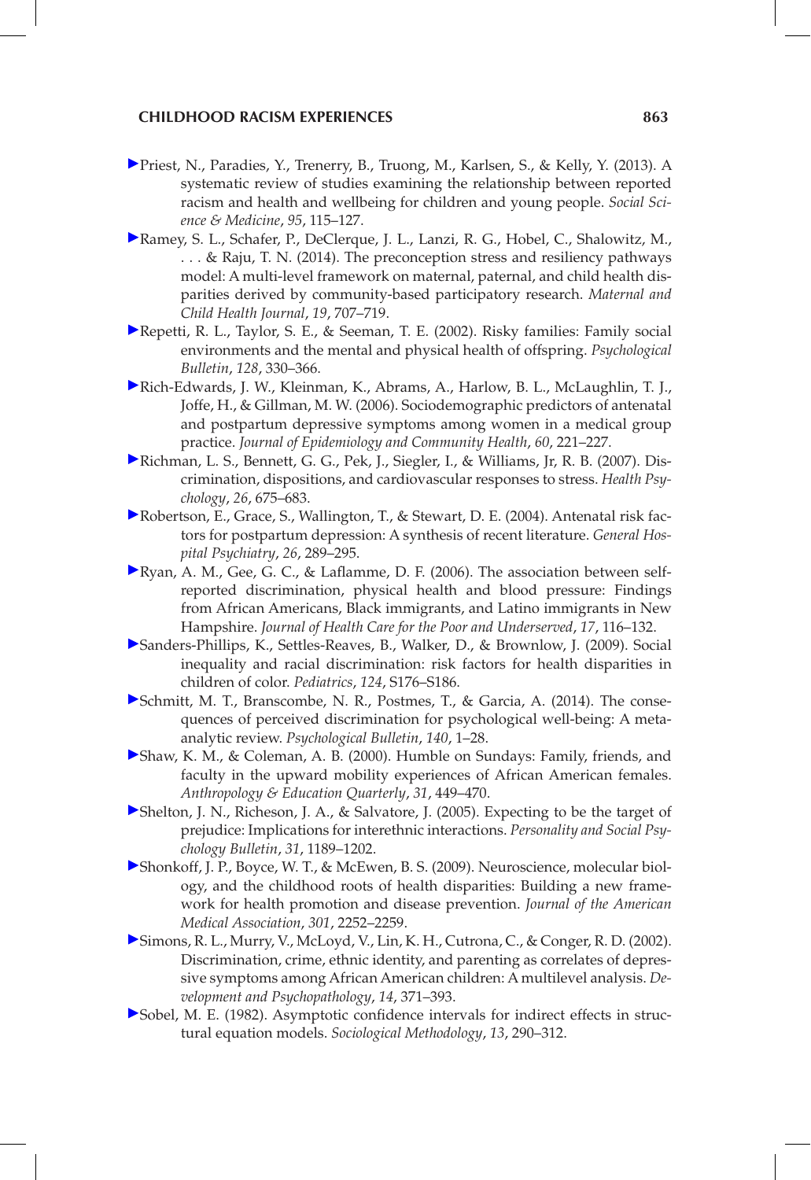Priest, N., Paradies, Y., Trenerry, B., Truong, M., Karlsen, S., & Kelly, Y. (2013). A systematic review of studies examining the relationship between reported racism and health and wellbeing for children and young people. *Social Science & Medicine*, *95*, 115–127.

Ramey, S. L., Schafer, P., DeClerque, J. L., Lanzi, R. G., Hobel, C., Shalowitz, M., . . . & Raju, T. N. (2014). The preconception stress and resiliency pathways model: A multi-level framework on maternal, paternal, and child health disparities derived by community-based participatory research. *Maternal and Child Health Journal*, *19*, 707–719.

Repetti, R. L., Taylor, S. E., & Seeman, T. E. (2002). Risky families: Family social environments and the mental and physical health of offspring. *Psychological Bulletin*, *128*, 330–366.

Rich-Edwards, J. W., Kleinman, K., Abrams, A., Harlow, B. L., McLaughlin, T. J., Joffe, H., & Gillman, M. W. (2006). Sociodemographic predictors of antenatal and postpartum depressive symptoms among women in a medical group practice. *Journal of Epidemiology and Community Health*, *60*, 221–227.

Richman, L. S., Bennett, G. G., Pek, J., Siegler, I., & Williams, Jr, R. B. (2007). Discrimination, dispositions, and cardiovascular responses to stress. *Health Psychology*, *26*, 675–683.

Robertson, E., Grace, S., Wallington, T., & Stewart, D. E. (2004). Antenatal risk factors for postpartum depression: A synthesis of recent literature. *General Hospital Psychiatry*, *26*, 289–295.

Ryan, A. M., Gee, G. C., & Laflamme, D. F. (2006). The association between self-reported discrimination, physical health and blood pressure: Findings from African Americans, Black immigrants, and Latino immigrants in New Hampshire. *Journal of Health Care for the Poor and Underserved*, *17*, 116–132.

Sanders-Phillips, K., Settles-Reaves, B., Walker, D., & Brownlow, J. (2009). Social inequality and racial discrimination: risk factors for health disparities in children of color. *Pediatrics*, *124*, S176–S186.

Schmitt, M. T., Branscombe, N. R., Postmes, T., & Garcia, A. (2014). The consequences of perceived discrimination for psychological well-being: A meta-analytic review. *Psychological Bulletin*, *140*, 1–28.

Shaw, K. M., & Coleman, A. B. (2000). Humble on Sundays: Family, friends, and faculty in the upward mobility experiences of African American females. *Anthropology & Education Quarterly*, *31*, 449–470.

Shelton, J. N., Richeson, J. A., & Salvatore, J. (2005). Expecting to be the target of prejudice: Implications for interethnic interactions. *Personality and Social Psychology Bulletin*, *31*, 1189–1202.

Shonkoff, J. P., Boyce, W. T., & McEwen, B. S. (2009). Neuroscience, molecular biology, and the childhood roots of health disparities: Building a new framework for health promotion and disease prevention. *Journal of the American Medical Association*, *301*, 2252–2259.

Simons, R. L., Murry, V., McLoyd, V., Lin, K. H., Cutrona, C., & Conger, R. D. (2002). Discrimination, crime, ethnic identity, and parenting as correlates of depressive symptoms among African American children: A multilevel analysis. *Development and Psychopathology*, *14*, 371–393.

Sobel, M. E. (1982). Asymptotic confidence intervals for indirect effects in structural equation models. *Sociological Methodology*, *13*, 290–312.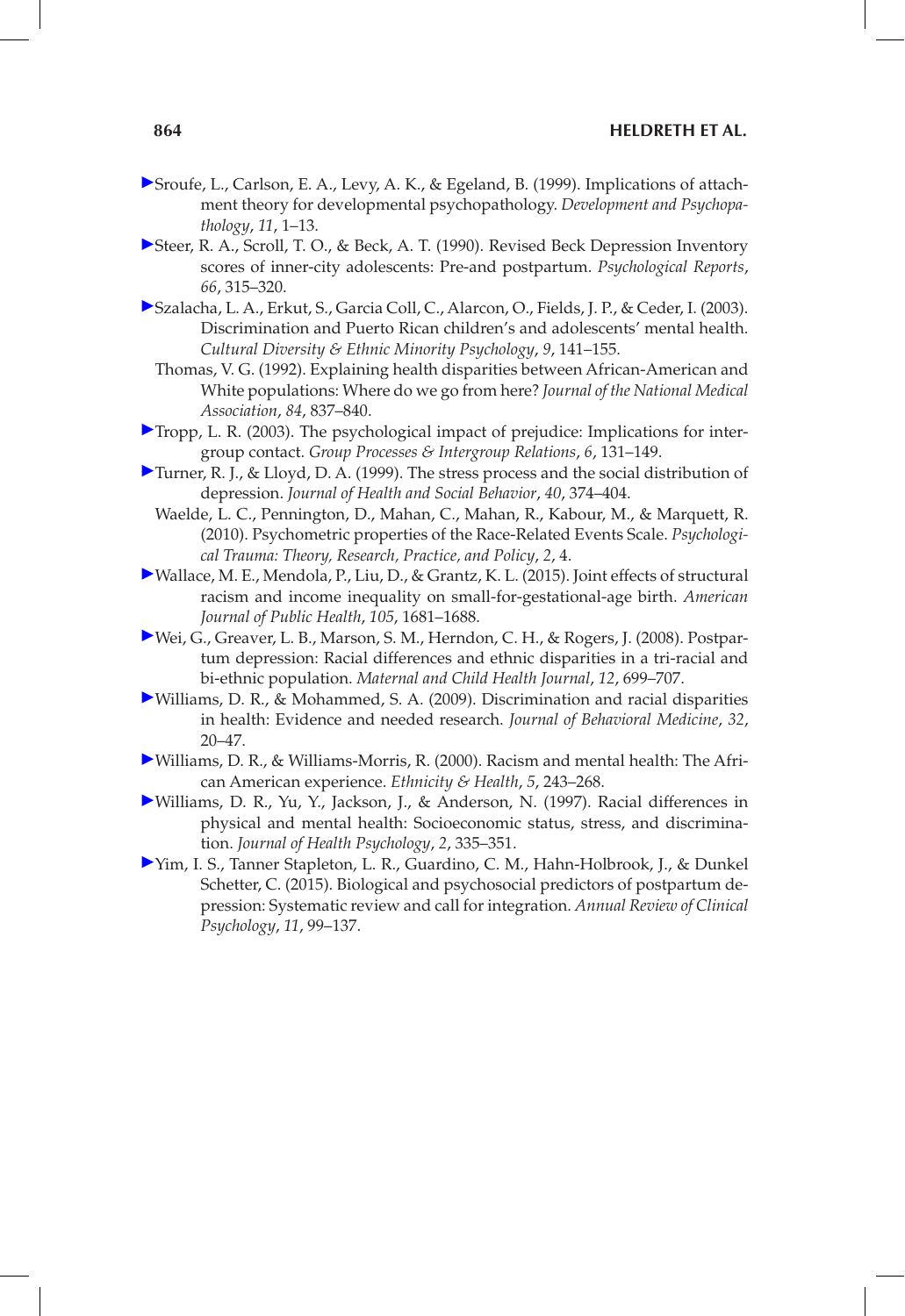Sroufe, L., Carlson, E. A., Levy, A. K., & Egeland, B. (1999). Implications of attachment theory for developmental psychopathology. *Development and Psychopathology*, *11*, 1–13.

Steer, R. A., Scroll, T. O., & Beck, A. T. (1990). Revised Beck Depression Inventory scores of inner-city adolescents: Pre-and postpartum. *Psychological Reports*, *66*, 315–320.

Szalacha, L. A., Erkut, S., Garcia Coll, C., Alarcon, O., Fields, J. P., & Ceder, I. (2003). Discrimination and Puerto Rican children's and adolescents' mental health. *Cultural Diversity & Ethnic Minority Psychology*, *9*, 141–155.

Thomas, V. G. (1992). Explaining health disparities between African-American and White populations: Where do we go from here? *Journal of the National Medical Association*, *84*, 837–840.

Tropp, L. R. (2003). The psychological impact of prejudice: Implications for intergroup contact. *Group Processes & Intergroup Relations*, *6*, 131–149.

Turner, R. J., & Lloyd, D. A. (1999). The stress process and the social distribution of depression. *Journal of Health and Social Behavior*, *40*, 374–404.

Waelde, L. C., Pennington, D., Mahan, C., Mahan, R., Kabour, M., & Marquett, R. (2010). Psychometric properties of the Race-Related Events Scale. *Psychological Trauma: Theory, Research, Practice, and Policy*, *2*, 4.

Wallace, M. E., Mendola, P., Liu, D., & Grantz, K. L. (2015). Joint effects of structural racism and income inequality on small-for-gestational-age birth. *American Journal of Public Health*, *105*, 1681–1688.

Wei, G., Greaver, L. B., Marson, S. M., Herndon, C. H., & Rogers, J. (2008). Postpartum depression: Racial differences and ethnic disparities in a tri-racial and bi-ethnic population. *Maternal and Child Health Journal*, *12*, 699–707.

Williams, D. R., & Mohammed, S. A. (2009). Discrimination and racial disparities in health: Evidence and needed research. *Journal of Behavioral Medicine*, *32*, 20–47.

Williams, D. R., & Williams-Morris, R. (2000). Racism and mental health: The African American experience. *Ethnicity & Health*, *5*, 243–268.

Williams, D. R., Yu, Y., Jackson, J., & Anderson, N. (1997). Racial differences in physical and mental health: Socioeconomic status, stress, and discrimination. *Journal of Health Psychology*, *2*, 335–351.

Yim, I. S., Tanner Stapleton, L. R., Guardino, C. M., Hahn-Holbrook, J., & Dunkel Schetter, C. (2015). Biological and psychosocial predictors of postpartum depression: Systematic review and call for integration. *Annual Review of Clinical Psychology*, *11*, 99–137.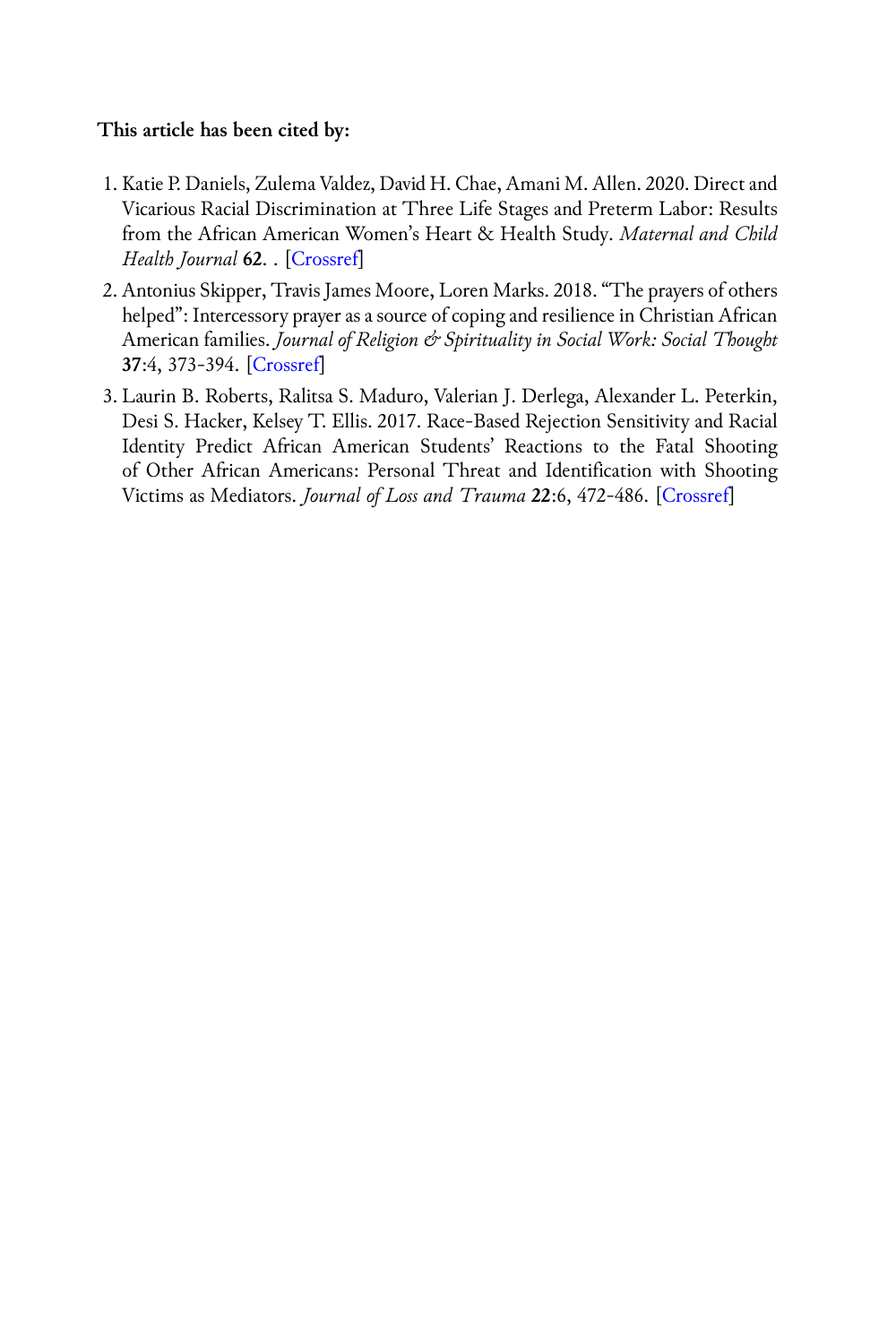**This article has been cited by:**

1. Katie P. Daniels, Zulema Valdez, David H. Chae, Amani M. Allen. 2020. Direct and Vicarious Racial Discrimination at Three Life Stages and Preterm Labor: Results from the African American Women's Heart & Health Study. *Maternal and Child Health Journal* **62**. . [Crossref]
2. Antonius Skipper, Travis James Moore, Loren Marks. 2018. "The prayers of others helped": Intercessory prayer as a source of coping and resilience in Christian African American families. *Journal of Religion & Spirituality in Social Work: Social Thought* **37**:4, 373-394. [Crossref]
3. Laurin B. Roberts, Ralitsa S. Maduro, Valerian J. Derlega, Alexander L. Peterkin, Desi S. Hacker, Kelsey T. Ellis. 2017. Race-Based Rejection Sensitivity and Racial Identity Predict African American Students' Reactions to the Fatal Shooting of Other African Americans: Personal Threat and Identification with Shooting Victims as Mediators. *Journal of Loss and Trauma* **22**:6, 472-486. [Crossref]